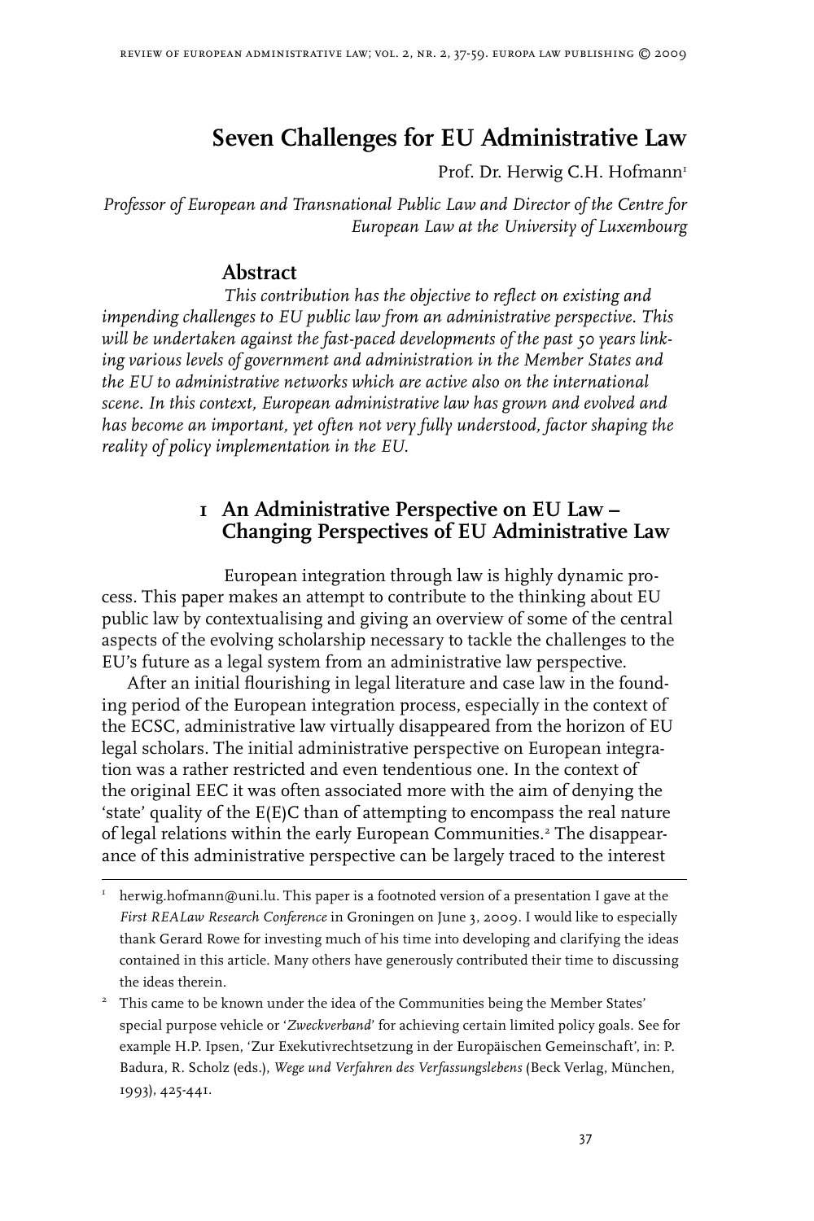# Seven Challenges for EU Administrative Law

Prof. Dr. Herwig C.H. Hofmann[1]

*Professor of European and Transnational Public Law and Director of the Centre for European Law at the University of Luxembourg*

## Abstract

*This contribution has the objective to reflect on existing and impending challenges to EU public law from an administrative perspective. This will be undertaken against the fast-paced developments of the past 50 years linking various levels of government and administration in the Member States and the EU to administrative networks which are active also on the international scene. In this context, European administrative law has grown and evolved and has become an important, yet often not very fully understood, factor shaping the reality of policy implementation in the EU.*

## 1 An Administrative Perspective on EU Law – Changing Perspectives of EU Administrative Law

European integration through law is highly dynamic process. This paper makes an attempt to contribute to the thinking about EU public law by contextualising and giving an overview of some of the central aspects of the evolving scholarship necessary to tackle the challenges to the EU's future as a legal system from an administrative law perspective.

After an initial flourishing in legal literature and case law in the founding period of the European integration process, especially in the context of the ECSC, administrative law virtually disappeared from the horizon of EU legal scholars. The initial administrative perspective on European integration was a rather restricted and even tendentious one. In the context of the original EEC it was often associated more with the aim of denying the 'state' quality of the E(E)C than of attempting to encompass the real nature of legal relations within the early European Communities.[2] The disappearance of this administrative perspective can be largely traced to the interest

---

[1] herwig.hofmann@uni.lu. This paper is a footnoted version of a presentation I gave at the *First REALaw Research Conference* in Groningen on June 3, 2009. I would like to especially thank Gerard Rowe for investing much of his time into developing and clarifying the ideas contained in this article. Many others have generously contributed their time to discussing the ideas therein.

[2] This came to be known under the idea of the Communities being the Member States' special purpose vehicle or '*Zweckverband*' for achieving certain limited policy goals. See for example H.P. Ipsen, 'Zur Exekutivrechtsetzung in der Europäischen Gemeinschaft', in: P. Badura, R. Scholz (eds.), *Wege und Verfahren des Verfassungslebens* (Beck Verlag, München, 1993), 425-441.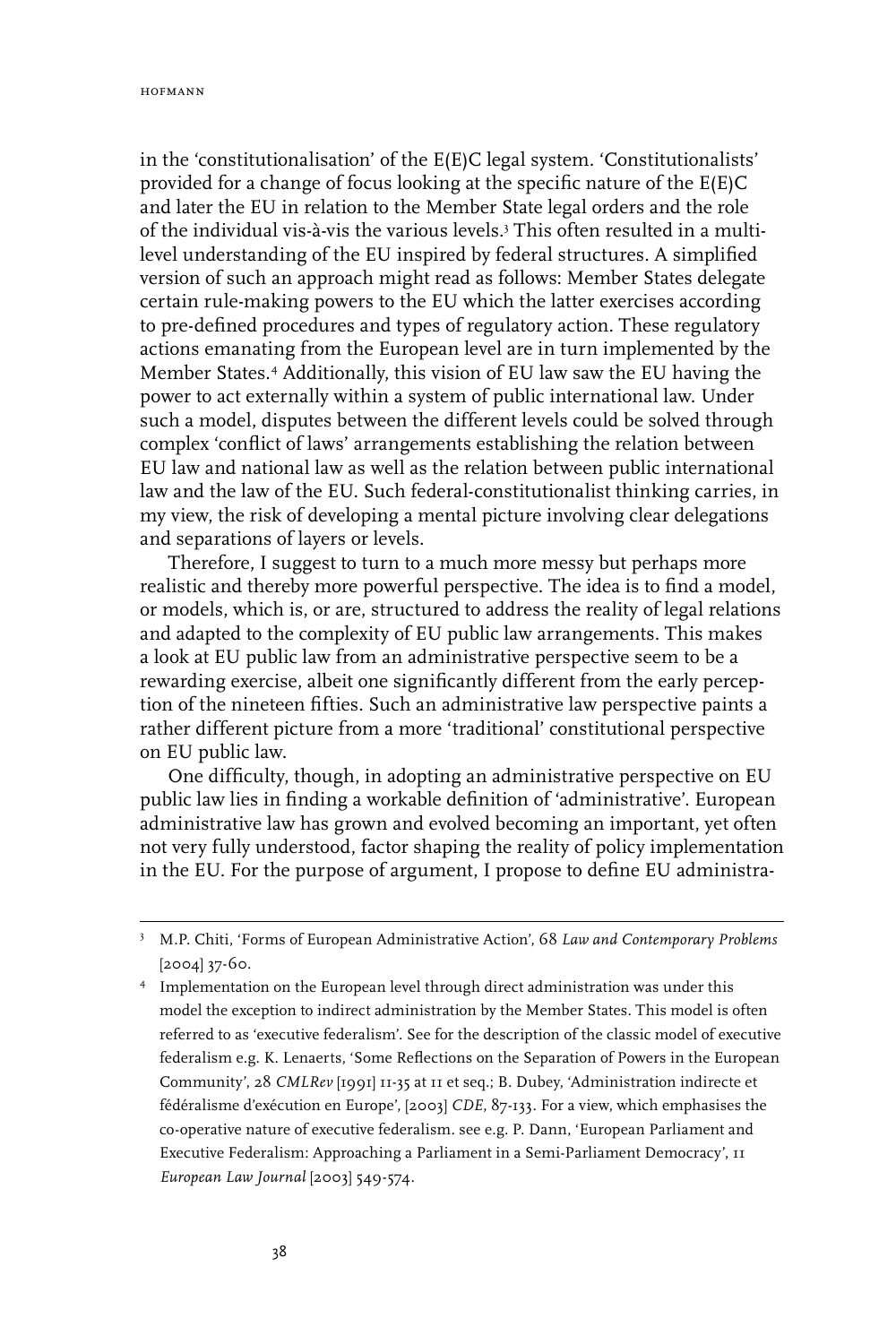in the 'constitutionalisation' of the E(E)C legal system. 'Constitutionalists' provided for a change of focus looking at the specific nature of the E(E)C and later the EU in relation to the Member State legal orders and the role of the individual vis-à-vis the various levels.[3] This often resulted in a multi-level understanding of the EU inspired by federal structures. A simplified version of such an approach might read as follows: Member States delegate certain rule-making powers to the EU which the latter exercises according to pre-defined procedures and types of regulatory action. These regulatory actions emanating from the European level are in turn implemented by the Member States.[4] Additionally, this vision of EU law saw the EU having the power to act externally within a system of public international law. Under such a model, disputes between the different levels could be solved through complex 'conflict of laws' arrangements establishing the relation between EU law and national law as well as the relation between public international law and the law of the EU. Such federal-constitutionalist thinking carries, in my view, the risk of developing a mental picture involving clear delegations and separations of layers or levels.

Therefore, I suggest to turn to a much more messy but perhaps more realistic and thereby more powerful perspective. The idea is to find a model, or models, which is, or are, structured to address the reality of legal relations and adapted to the complexity of EU public law arrangements. This makes a look at EU public law from an administrative perspective seem to be a rewarding exercise, albeit one significantly different from the early perception of the nineteen fifties. Such an administrative law perspective paints a rather different picture from a more 'traditional' constitutional perspective on EU public law.

One difficulty, though, in adopting an administrative perspective on EU public law lies in finding a workable definition of 'administrative'. European administrative law has grown and evolved becoming an important, yet often not very fully understood, factor shaping the reality of policy implementation in the EU. For the purpose of argument, I propose to define EU administra-

---

[3] M.P. Chiti, 'Forms of European Administrative Action', 68 *Law and Contemporary Problems* [2004] 37-60.

[4] Implementation on the European level through direct administration was under this model the exception to indirect administration by the Member States. This model is often referred to as 'executive federalism'. See for the description of the classic model of executive federalism e.g. K. Lenaerts, 'Some Reflections on the Separation of Powers in the European Community', 28 *CMLRev* [1991] 11-35 at 11 et seq.; B. Dubey, 'Administration indirecte et fédéralisme d'exécution en Europe', [2003] *CDE*, 87-133. For a view, which emphasises the co-operative nature of executive federalism. see e.g. P. Dann, 'European Parliament and Executive Federalism: Approaching a Parliament in a Semi-Parliament Democracy', 11 *European Law Journal* [2003] 549-574.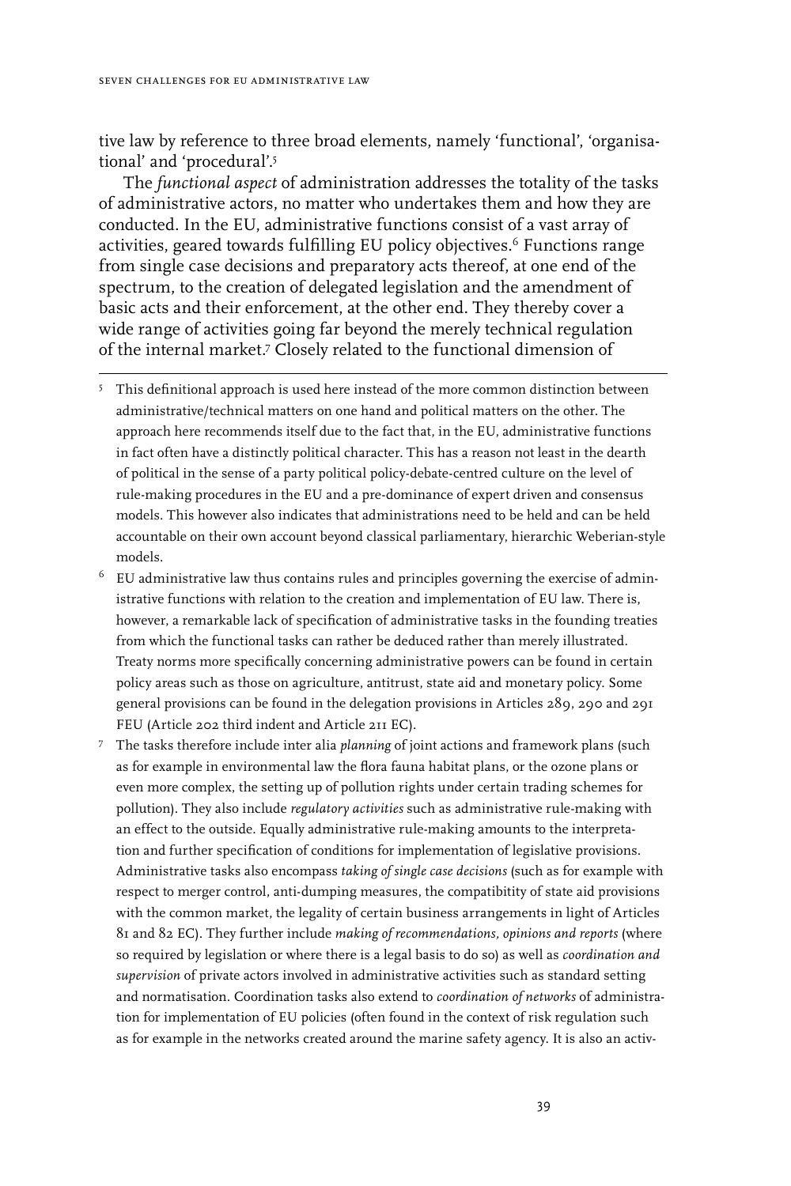tive law by reference to three broad elements, namely 'functional', 'organisational' and 'procedural'.[5]

The *functional aspect* of administration addresses the totality of the tasks of administrative actors, no matter who undertakes them and how they are conducted. In the EU, administrative functions consist of a vast array of activities, geared towards fulfilling EU policy objectives.[6] Functions range from single case decisions and preparatory acts thereof, at one end of the spectrum, to the creation of delegated legislation and the amendment of basic acts and their enforcement, at the other end. They thereby cover a wide range of activities going far beyond the merely technical regulation of the internal market.[7] Closely related to the functional dimension of

---

[5] This definitional approach is used here instead of the more common distinction between administrative/technical matters on one hand and political matters on the other. The approach here recommends itself due to the fact that, in the EU, administrative functions in fact often have a distinctly political character. This has a reason not least in the dearth of political in the sense of a party political policy-debate-centred culture on the level of rule-making procedures in the EU and a pre-dominance of expert driven and consensus models. This however also indicates that administrations need to be held and can be held accountable on their own account beyond classical parliamentary, hierarchic Weberian-style models.

[6] EU administrative law thus contains rules and principles governing the exercise of administrative functions with relation to the creation and implementation of EU law. There is, however, a remarkable lack of specification of administrative tasks in the founding treaties from which the functional tasks can rather be deduced rather than merely illustrated. Treaty norms more specifically concerning administrative powers can be found in certain policy areas such as those on agriculture, antitrust, state aid and monetary policy. Some general provisions can be found in the delegation provisions in Articles 289, 290 and 291 FEU (Article 202 third indent and Article 211 EC).

[7] The tasks therefore include inter alia *planning* of joint actions and framework plans (such as for example in environmental law the flora fauna habitat plans, or the ozone plans or even more complex, the setting up of pollution rights under certain trading schemes for pollution). They also include *regulatory activities* such as administrative rule-making with an effect to the outside. Equally administrative rule-making amounts to the interpretation and further specification of conditions for implementation of legislative provisions. Administrative tasks also encompass *taking of single case decisions* (such as for example with respect to merger control, anti-dumping measures, the compatibitity of state aid provisions with the common market, the legality of certain business arrangements in light of Articles 81 and 82 EC). They further include *making of recommendations, opinions and reports* (where so required by legislation or where there is a legal basis to do so) as well as *coordination and supervision* of private actors involved in administrative activities such as standard setting and normatisation. Coordination tasks also extend to *coordination of networks* of administration for implementation of EU policies (often found in the context of risk regulation such as for example in the networks created around the marine safety agency. It is also an activ-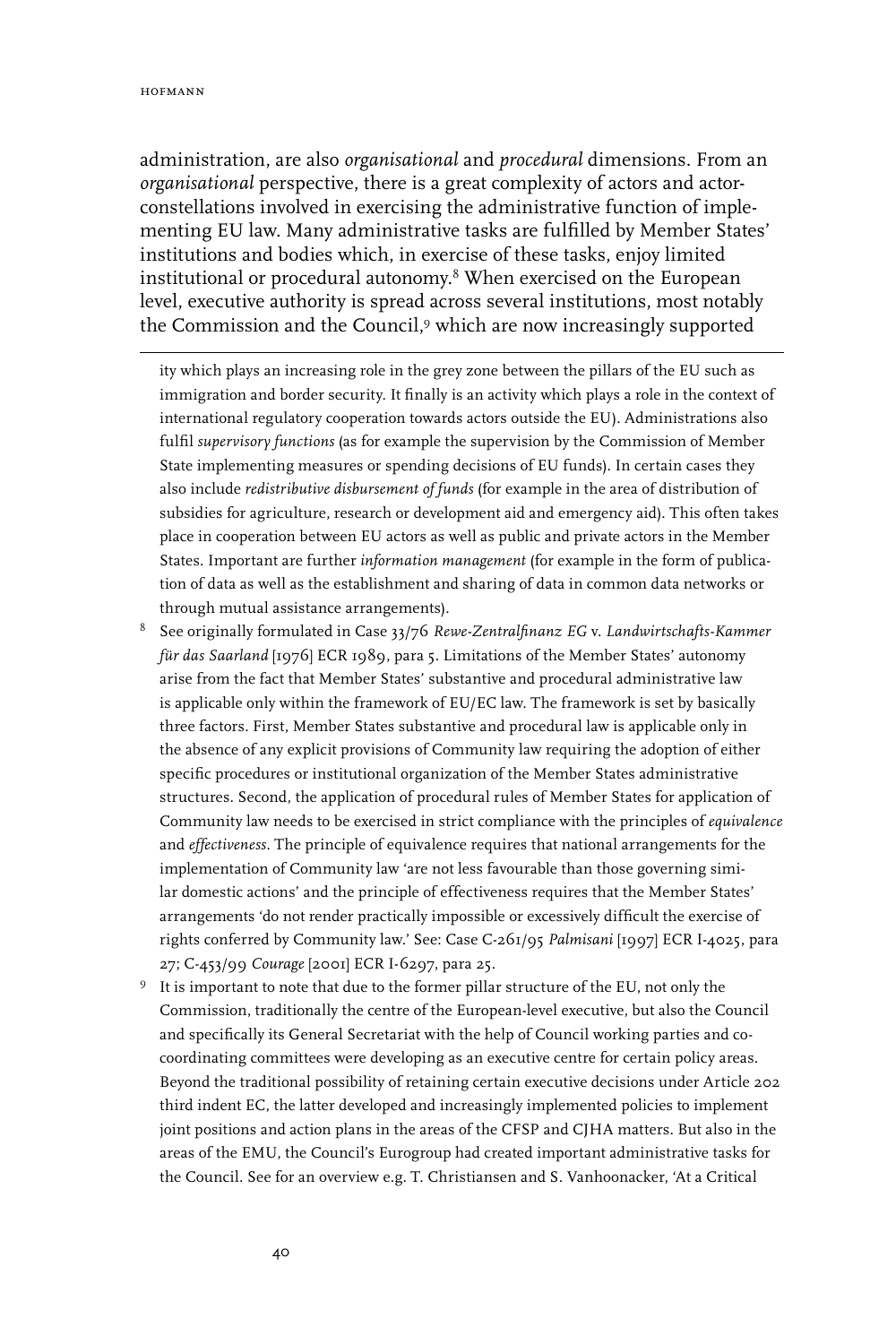administration, are also *organisational* and *procedural* dimensions. From an *organisational* perspective, there is a great complexity of actors and actor-constellations involved in exercising the administrative function of implementing EU law. Many administrative tasks are fulfilled by Member States' institutions and bodies which, in exercise of these tasks, enjoy limited institutional or procedural autonomy.[8] When exercised on the European level, executive authority is spread across several institutions, most notably the Commission and the Council,[9] which are now increasingly supported

---

ity which plays an increasing role in the grey zone between the pillars of the EU such as immigration and border security. It finally is an activity which plays a role in the context of international regulatory cooperation towards actors outside the EU). Administrations also fulfil *supervisory functions* (as for example the supervision by the Commission of Member State implementing measures or spending decisions of EU funds). In certain cases they also include *redistributive disbursement of funds* (for example in the area of distribution of subsidies for agriculture, research or development aid and emergency aid). This often takes place in cooperation between EU actors as well as public and private actors in the Member States. Important are further *information management* (for example in the form of publication of data as well as the establishment and sharing of data in common data networks or through mutual assistance arrangements).

[8] See originally formulated in Case 33/76 *Rewe-Zentralfinanz EG* v. *Landwirtschafts-Kammer für das Saarland* [1976] ECR 1989, para 5. Limitations of the Member States' autonomy arise from the fact that Member States' substantive and procedural administrative law is applicable only within the framework of EU/EC law. The framework is set by basically three factors. First, Member States substantive and procedural law is applicable only in the absence of any explicit provisions of Community law requiring the adoption of either specific procedures or institutional organization of the Member States administrative structures. Second, the application of procedural rules of Member States for application of Community law needs to be exercised in strict compliance with the principles of *equivalence* and *effectiveness*. The principle of equivalence requires that national arrangements for the implementation of Community law 'are not less favourable than those governing similar domestic actions' and the principle of effectiveness requires that the Member States' arrangements 'do not render practically impossible or excessively difficult the exercise of rights conferred by Community law.' See: Case C-261/95 *Palmisani* [1997] ECR I-4025, para 27; C-453/99 *Courage* [2001] ECR I-6297, para 25.

[9] It is important to note that due to the former pillar structure of the EU, not only the Commission, traditionally the centre of the European-level executive, but also the Council and specifically its General Secretariat with the help of Council working parties and co-coordinating committees were developing as an executive centre for certain policy areas. Beyond the traditional possibility of retaining certain executive decisions under Article 202 third indent EC, the latter developed and increasingly implemented policies to implement joint positions and action plans in the areas of the CFSP and CJHA matters. But also in the areas of the EMU, the Council's Eurogroup had created important administrative tasks for the Council. See for an overview e.g. T. Christiansen and S. Vanhoonacker, 'At a Critical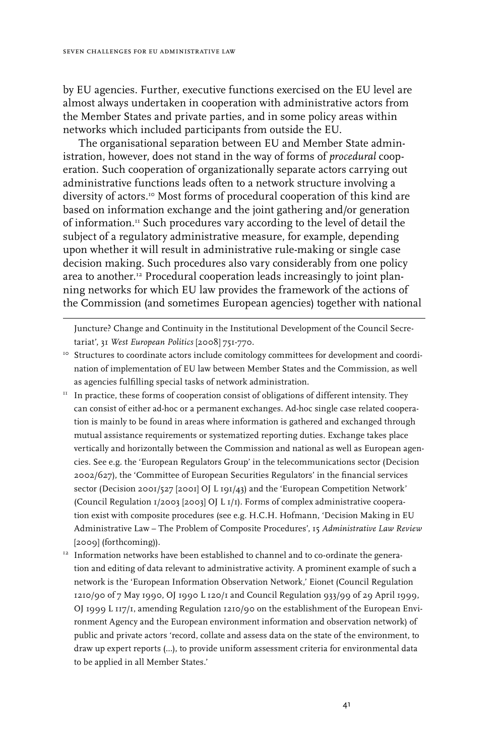by EU agencies. Further, executive functions exercised on the EU level are almost always undertaken in cooperation with administrative actors from the Member States and private parties, and in some policy areas within networks which included participants from outside the EU.

The organisational separation between EU and Member State administration, however, does not stand in the way of forms of *procedural* cooperation. Such cooperation of organizationally separate actors carrying out administrative functions leads often to a network structure involving a diversity of actors.[10] Most forms of procedural cooperation of this kind are based on information exchange and the joint gathering and/or generation of information.[11] Such procedures vary according to the level of detail the subject of a regulatory administrative measure, for example, depending upon whether it will result in administrative rule-making or single case decision making. Such procedures also vary considerably from one policy area to another.[12] Procedural cooperation leads increasingly to joint planning networks for which EU law provides the framework of the actions of the Commission (and sometimes European agencies) together with national

Juncture? Change and Continuity in the Institutional Development of the Council Secretariat', 31 *West European Politics* [2008] 751-770.

[10] Structures to coordinate actors include comitology committees for development and coordination of implementation of EU law between Member States and the Commission, as well as agencies fulfilling special tasks of network administration.

[11] In practice, these forms of cooperation consist of obligations of different intensity. They can consist of either ad-hoc or a permanent exchanges. Ad-hoc single case related cooperation is mainly to be found in areas where information is gathered and exchanged through mutual assistance requirements or systematized reporting duties. Exchange takes place vertically and horizontally between the Commission and national as well as European agencies. See e.g. the 'European Regulators Group' in the telecommunications sector (Decision 2002/627), the 'Committee of European Securities Regulators' in the financial services sector (Decision 2001/527 [2001] OJ L 191/43) and the 'European Competition Network' (Council Regulation 1/2003 [2003] OJ L 1/1). Forms of complex administrative cooperation exist with composite procedures (see e.g. H.C.H. Hofmann, 'Decision Making in EU Administrative Law – The Problem of Composite Procedures', 15 *Administrative Law Review* [2009] (forthcoming)).

[12] Information networks have been established to channel and to co-ordinate the generation and editing of data relevant to administrative activity. A prominent example of such a network is the 'European Information Observation Network,' Eionet (Council Regulation 1210/90 of 7 May 1990, OJ 1990 L 120/1 and Council Regulation 933/99 of 29 April 1999, OJ 1999 L 117/1, amending Regulation 1210/90 on the establishment of the European Environment Agency and the European environment information and observation network) of public and private actors 'record, collate and assess data on the state of the environment, to draw up expert reports (...), to provide uniform assessment criteria for environmental data to be applied in all Member States.'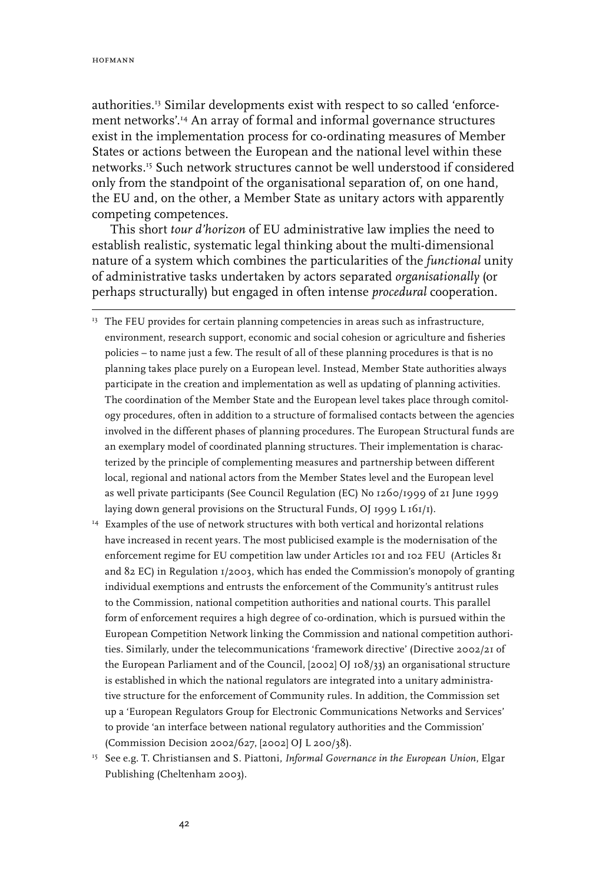authorities.[13] Similar developments exist with respect to so called 'enforcement networks'.[14] An array of formal and informal governance structures exist in the implementation process for co-ordinating measures of Member States or actions between the European and the national level within these networks.[15] Such network structures cannot be well understood if considered only from the standpoint of the organisational separation of, on one hand, the EU and, on the other, a Member State as unitary actors with apparently competing competences.

This short *tour d'horizon* of EU administrative law implies the need to establish realistic, systematic legal thinking about the multi-dimensional nature of a system which combines the particularities of the *functional* unity of administrative tasks undertaken by actors separated *organisationally* (or perhaps structurally) but engaged in often intense *procedural* cooperation.

---

[13] The FEU provides for certain planning competencies in areas such as infrastructure, environment, research support, economic and social cohesion or agriculture and fisheries policies – to name just a few. The result of all of these planning procedures is that is no planning takes place purely on a European level. Instead, Member State authorities always participate in the creation and implementation as well as updating of planning activities. The coordination of the Member State and the European level takes place through comitology procedures, often in addition to a structure of formalised contacts between the agencies involved in the different phases of planning procedures. The European Structural funds are an exemplary model of coordinated planning structures. Their implementation is characterized by the principle of complementing measures and partnership between different local, regional and national actors from the Member States level and the European level as well private participants (See Council Regulation (EC) No 1260/1999 of 21 June 1999 laying down general provisions on the Structural Funds, OJ 1999 L 161/1).

[14] Examples of the use of network structures with both vertical and horizontal relations have increased in recent years. The most publicised example is the modernisation of the enforcement regime for EU competition law under Articles 101 and 102 FEU (Articles 81 and 82 EC) in Regulation 1/2003, which has ended the Commission's monopoly of granting individual exemptions and entrusts the enforcement of the Community's antitrust rules to the Commission, national competition authorities and national courts. This parallel form of enforcement requires a high degree of co-ordination, which is pursued within the European Competition Network linking the Commission and national competition authorities. Similarly, under the telecommunications 'framework directive' (Directive 2002/21 of the European Parliament and of the Council, [2002] OJ 108/33) an organisational structure is established in which the national regulators are integrated into a unitary administrative structure for the enforcement of Community rules. In addition, the Commission set up a 'European Regulators Group for Electronic Communications Networks and Services' to provide 'an interface between national regulatory authorities and the Commission' (Commission Decision 2002/627, [2002] OJ L 200/38).

[15] See e.g. T. Christiansen and S. Piattoni, *Informal Governance in the European Union*, Elgar Publishing (Cheltenham 2003).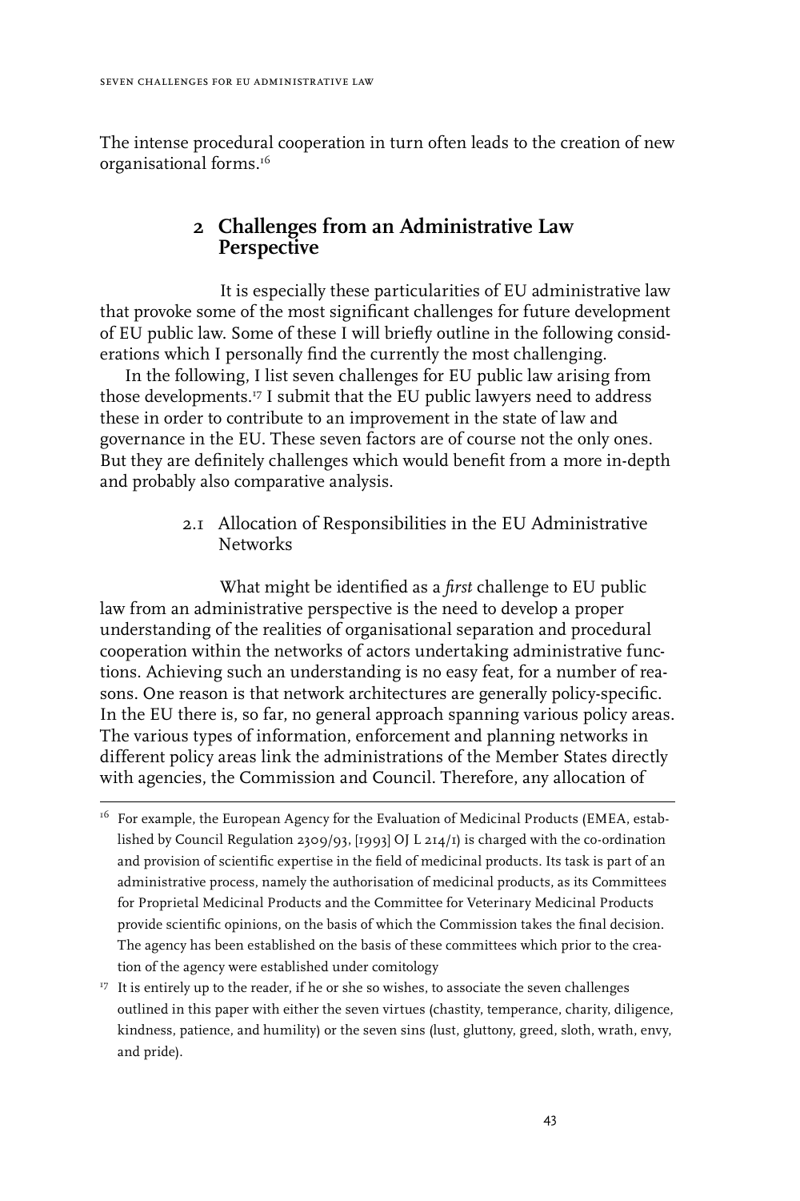The intense procedural cooperation in turn often leads to the creation of new organisational forms.[16]

## 2 Challenges from an Administrative Law Perspective

It is especially these particularities of EU administrative law that provoke some of the most significant challenges for future development of EU public law. Some of these I will briefly outline in the following considerations which I personally find the currently the most challenging.

In the following, I list seven challenges for EU public law arising from those developments.[17] I submit that the EU public lawyers need to address these in order to contribute to an improvement in the state of law and governance in the EU. These seven factors are of course not the only ones. But they are definitely challenges which would benefit from a more in-depth and probably also comparative analysis.

### 2.1 Allocation of Responsibilities in the EU Administrative Networks

What might be identified as a *first* challenge to EU public law from an administrative perspective is the need to develop a proper understanding of the realities of organisational separation and procedural cooperation within the networks of actors undertaking administrative functions. Achieving such an understanding is no easy feat, for a number of reasons. One reason is that network architectures are generally policy-specific. In the EU there is, so far, no general approach spanning various policy areas. The various types of information, enforcement and planning networks in different policy areas link the administrations of the Member States directly with agencies, the Commission and Council. Therefore, any allocation of

[16] For example, the European Agency for the Evaluation of Medicinal Products (EMEA, established by Council Regulation 2309/93, [1993] OJ L 214/1) is charged with the co-ordination and provision of scientific expertise in the field of medicinal products. Its task is part of an administrative process, namely the authorisation of medicinal products, as its Committees for Proprietal Medicinal Products and the Committee for Veterinary Medicinal Products provide scientific opinions, on the basis of which the Commission takes the final decision. The agency has been established on the basis of these committees which prior to the creation of the agency were established under comitology

[17] It is entirely up to the reader, if he or she so wishes, to associate the seven challenges outlined in this paper with either the seven virtues (chastity, temperance, charity, diligence, kindness, patience, and humility) or the seven sins (lust, gluttony, greed, sloth, wrath, envy, and pride).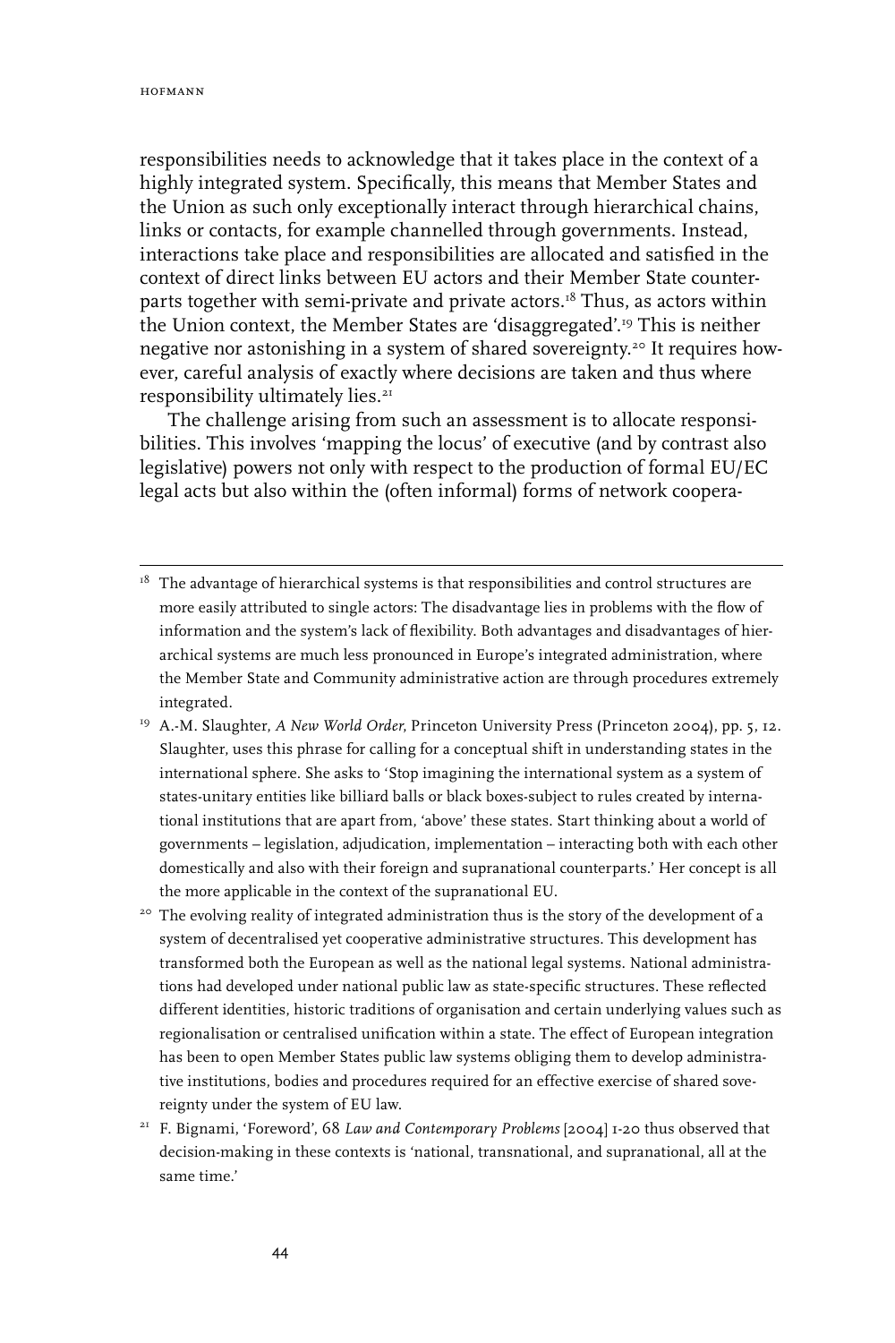responsibilities needs to acknowledge that it takes place in the context of a highly integrated system. Specifically, this means that Member States and the Union as such only exceptionally interact through hierarchical chains, links or contacts, for example channelled through governments. Instead, interactions take place and responsibilities are allocated and satisfied in the context of direct links between EU actors and their Member State counterparts together with semi-private and private actors.[18] Thus, as actors within the Union context, the Member States are 'disaggregated'.[19] This is neither negative nor astonishing in a system of shared sovereignty.[20] It requires however, careful analysis of exactly where decisions are taken and thus where responsibility ultimately lies.[21]

The challenge arising from such an assessment is to allocate responsibilities. This involves 'mapping the locus' of executive (and by contrast also legislative) powers not only with respect to the production of formal EU/EC legal acts but also within the (often informal) forms of network coopera-

---

[18] The advantage of hierarchical systems is that responsibilities and control structures are more easily attributed to single actors: The disadvantage lies in problems with the flow of information and the system's lack of flexibility. Both advantages and disadvantages of hierarchical systems are much less pronounced in Europe's integrated administration, where the Member State and Community administrative action are through procedures extremely integrated.

[19] A.-M. Slaughter, *A New World Order*, Princeton University Press (Princeton 2004), pp. 5, 12. Slaughter, uses this phrase for calling for a conceptual shift in understanding states in the international sphere. She asks to 'Stop imagining the international system as a system of states-unitary entities like billiard balls or black boxes-subject to rules created by international institutions that are apart from, 'above' these states. Start thinking about a world of governments – legislation, adjudication, implementation – interacting both with each other domestically and also with their foreign and supranational counterparts.' Her concept is all the more applicable in the context of the supranational EU.

[20] The evolving reality of integrated administration thus is the story of the development of a system of decentralised yet cooperative administrative structures. This development has transformed both the European as well as the national legal systems. National administrations had developed under national public law as state-specific structures. These reflected different identities, historic traditions of organisation and certain underlying values such as regionalisation or centralised unification within a state. The effect of European integration has been to open Member States public law systems obliging them to develop administrative institutions, bodies and procedures required for an effective exercise of shared sovereignty under the system of EU law.

[21] F. Bignami, 'Foreword', 68 *Law and Contemporary Problems* [2004] 1-20 thus observed that decision-making in these contexts is 'national, transnational, and supranational, all at the same time.'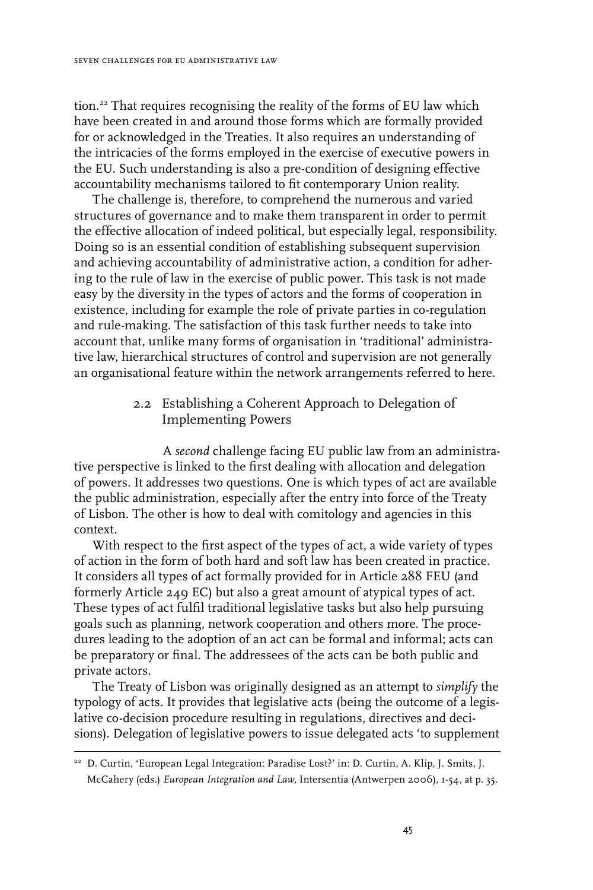tion.[22] That requires recognising the reality of the forms of EU law which have been created in and around those forms which are formally provided for or acknowledged in the Treaties. It also requires an understanding of the intricacies of the forms employed in the exercise of executive powers in the EU. Such understanding is also a pre-condition of designing effective accountability mechanisms tailored to fit contemporary Union reality.

The challenge is, therefore, to comprehend the numerous and varied structures of governance and to make them transparent in order to permit the effective allocation of indeed political, but especially legal, responsibility. Doing so is an essential condition of establishing subsequent supervision and achieving accountability of administrative action, a condition for adhering to the rule of law in the exercise of public power. This task is not made easy by the diversity in the types of actors and the forms of cooperation in existence, including for example the role of private parties in co-regulation and rule-making. The satisfaction of this task further needs to take into account that, unlike many forms of organisation in 'traditional' administrative law, hierarchical structures of control and supervision are not generally an organisational feature within the network arrangements referred to here.

### 2.2 Establishing a Coherent Approach to Delegation of Implementing Powers

A *second* challenge facing EU public law from an administrative perspective is linked to the first dealing with allocation and delegation of powers. It addresses two questions. One is which types of act are available the public administration, especially after the entry into force of the Treaty of Lisbon. The other is how to deal with comitology and agencies in this context.

With respect to the first aspect of the types of act, a wide variety of types of action in the form of both hard and soft law has been created in practice. It considers all types of act formally provided for in Article 288 FEU (and formerly Article 249 EC) but also a great amount of atypical types of act. These types of act fulfil traditional legislative tasks but also help pursuing goals such as planning, network cooperation and others more. The procedures leading to the adoption of an act can be formal and informal; acts can be preparatory or final. The addressees of the acts can be both public and private actors.

The Treaty of Lisbon was originally designed as an attempt to *simplify* the typology of acts. It provides that legislative acts (being the outcome of a legislative co-decision procedure resulting in regulations, directives and decisions). Delegation of legislative powers to issue delegated acts 'to supplement

---

[22] D. Curtin, 'European Legal Integration: Paradise Lost?' in: D. Curtin, A. Klip, J. Smits, J. McCahery (eds.) *European Integration and Law*, Intersentia (Antwerpen 2006), 1-54, at p. 35.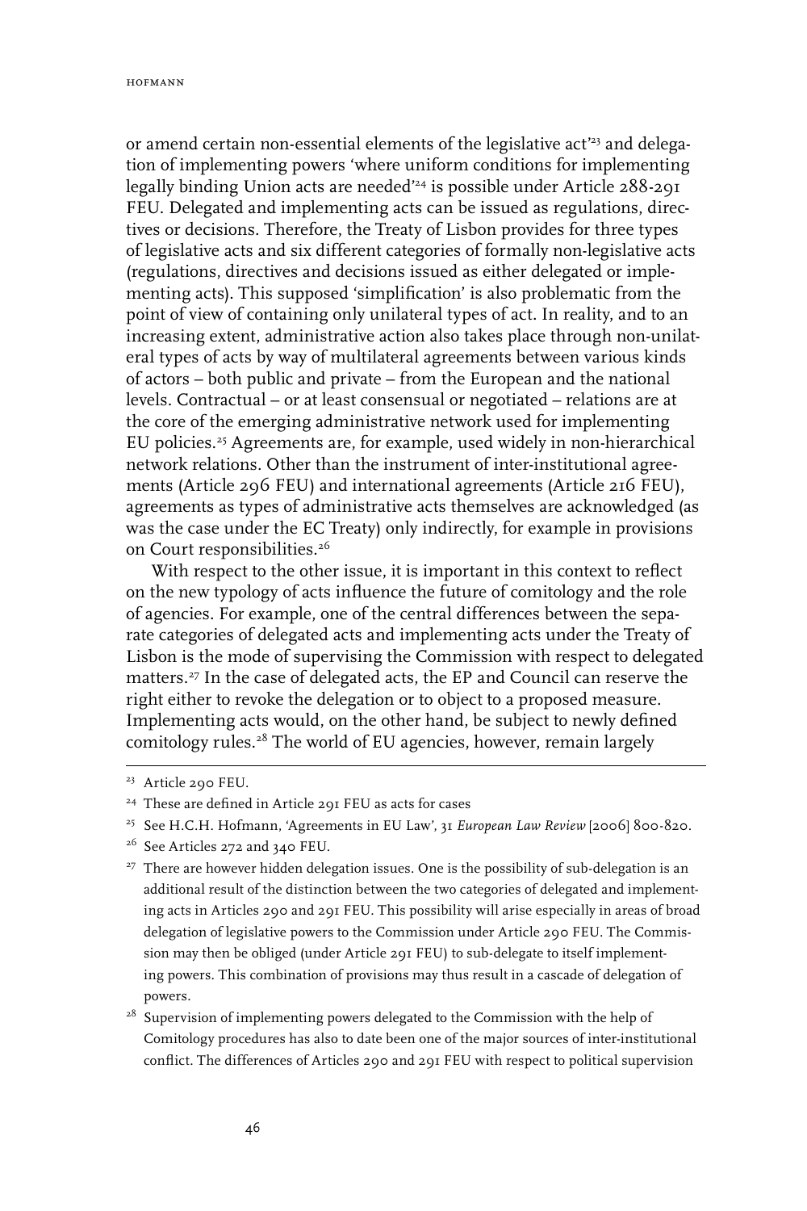or amend certain non-essential elements of the legislative act'[23] and delegation of implementing powers 'where uniform conditions for implementing legally binding Union acts are needed'[24] is possible under Article 288-291 FEU. Delegated and implementing acts can be issued as regulations, directives or decisions. Therefore, the Treaty of Lisbon provides for three types of legislative acts and six different categories of formally non-legislative acts (regulations, directives and decisions issued as either delegated or implementing acts). This supposed 'simplification' is also problematic from the point of view of containing only unilateral types of act. In reality, and to an increasing extent, administrative action also takes place through non-unilateral types of acts by way of multilateral agreements between various kinds of actors – both public and private – from the European and the national levels. Contractual – or at least consensual or negotiated – relations are at the core of the emerging administrative network used for implementing EU policies.[25] Agreements are, for example, used widely in non-hierarchical network relations. Other than the instrument of inter-institutional agreements (Article 296 FEU) and international agreements (Article 216 FEU), agreements as types of administrative acts themselves are acknowledged (as was the case under the EC Treaty) only indirectly, for example in provisions on Court responsibilities.[26]

With respect to the other issue, it is important in this context to reflect on the new typology of acts influence the future of comitology and the role of agencies. For example, one of the central differences between the separate categories of delegated acts and implementing acts under the Treaty of Lisbon is the mode of supervising the Commission with respect to delegated matters.[27] In the case of delegated acts, the EP and Council can reserve the right either to revoke the delegation or to object to a proposed measure. Implementing acts would, on the other hand, be subject to newly defined comitology rules.[28] The world of EU agencies, however, remain largely

---

[23] Article 290 FEU.

[24] These are defined in Article 291 FEU as acts for cases

[25] See H.C.H. Hofmann, 'Agreements in EU Law', 31 *European Law Review* [2006] 800-820.

[26] See Articles 272 and 340 FEU.

[27] There are however hidden delegation issues. One is the possibility of sub-delegation is an additional result of the distinction between the two categories of delegated and implementing acts in Articles 290 and 291 FEU. This possibility will arise especially in areas of broad delegation of legislative powers to the Commission under Article 290 FEU. The Commission may then be obliged (under Article 291 FEU) to sub-delegate to itself implementing powers. This combination of provisions may thus result in a cascade of delegation of powers.

[28] Supervision of implementing powers delegated to the Commission with the help of Comitology procedures has also to date been one of the major sources of inter-institutional conflict. The differences of Articles 290 and 291 FEU with respect to political supervision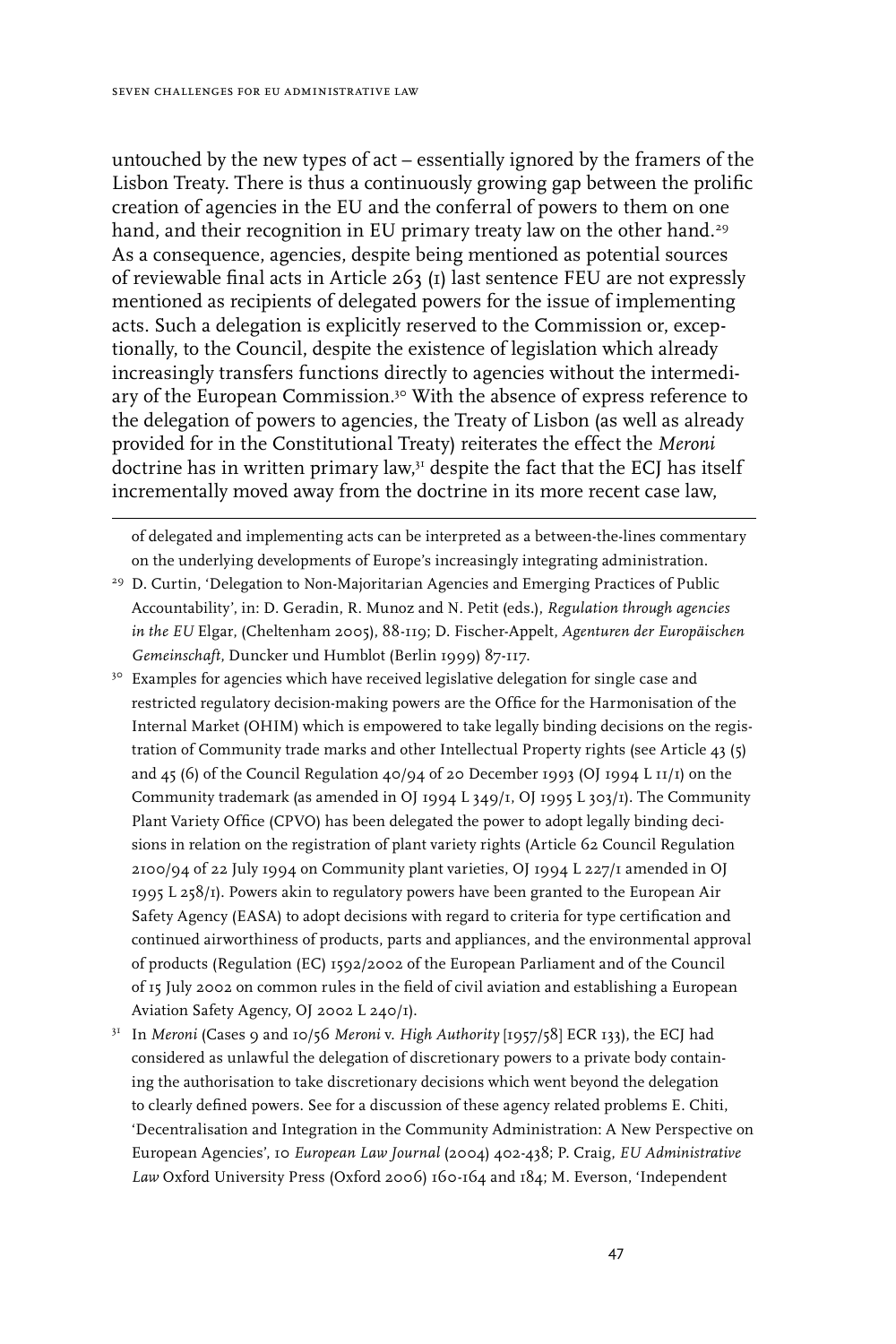untouched by the new types of act – essentially ignored by the framers of the Lisbon Treaty. There is thus a continuously growing gap between the prolific creation of agencies in the EU and the conferral of powers to them on one hand, and their recognition in EU primary treaty law on the other hand.[29] As a consequence, agencies, despite being mentioned as potential sources of reviewable final acts in Article 263 (1) last sentence FEU are not expressly mentioned as recipients of delegated powers for the issue of implementing acts. Such a delegation is explicitly reserved to the Commission or, exceptionally, to the Council, despite the existence of legislation which already increasingly transfers functions directly to agencies without the intermediary of the European Commission.[30] With the absence of express reference to the delegation of powers to agencies, the Treaty of Lisbon (as well as already provided for in the Constitutional Treaty) reiterates the effect the *Meroni* doctrine has in written primary law,[31] despite the fact that the ECJ has itself incrementally moved away from the doctrine in its more recent case law,

---

of delegated and implementing acts can be interpreted as a between-the-lines commentary on the underlying developments of Europe's increasingly integrating administration.

[29] D. Curtin, 'Delegation to Non-Majoritarian Agencies and Emerging Practices of Public Accountability', in: D. Geradin, R. Munoz and N. Petit (eds.), *Regulation through agencies in the EU* Elgar, (Cheltenham 2005), 88-119; D. Fischer-Appelt, *Agenturen der Europäischen Gemeinschaft*, Duncker und Humblot (Berlin 1999) 87-117.

[30] Examples for agencies which have received legislative delegation for single case and restricted regulatory decision-making powers are the Office for the Harmonisation of the Internal Market (OHIM) which is empowered to take legally binding decisions on the registration of Community trade marks and other Intellectual Property rights (see Article 43 (5) and 45 (6) of the Council Regulation 40/94 of 20 December 1993 (OJ 1994 L 11/1) on the Community trademark (as amended in OJ 1994 L 349/1, OJ 1995 L 303/1). The Community Plant Variety Office (CPVO) has been delegated the power to adopt legally binding decisions in relation on the registration of plant variety rights (Article 62 Council Regulation 2100/94 of 22 July 1994 on Community plant varieties, OJ 1994 L 227/1 amended in OJ 1995 L 258/1). Powers akin to regulatory powers have been granted to the European Air Safety Agency (EASA) to adopt decisions with regard to criteria for type certification and continued airworthiness of products, parts and appliances, and the environmental approval of products (Regulation (EC) 1592/2002 of the European Parliament and of the Council of 15 July 2002 on common rules in the field of civil aviation and establishing a European Aviation Safety Agency, OJ 2002 L 240/1).

[31] In *Meroni* (Cases 9 and 10/56 *Meroni* v. *High Authority* [1957/58] ECR 133), the ECJ had considered as unlawful the delegation of discretionary powers to a private body containing the authorisation to take discretionary decisions which went beyond the delegation to clearly defined powers. See for a discussion of these agency related problems E. Chiti, 'Decentralisation and Integration in the Community Administration: A New Perspective on European Agencies', 10 *European Law Journal* (2004) 402-438; P. Craig, *EU Administrative Law* Oxford University Press (Oxford 2006) 160-164 and 184; M. Everson, 'Independent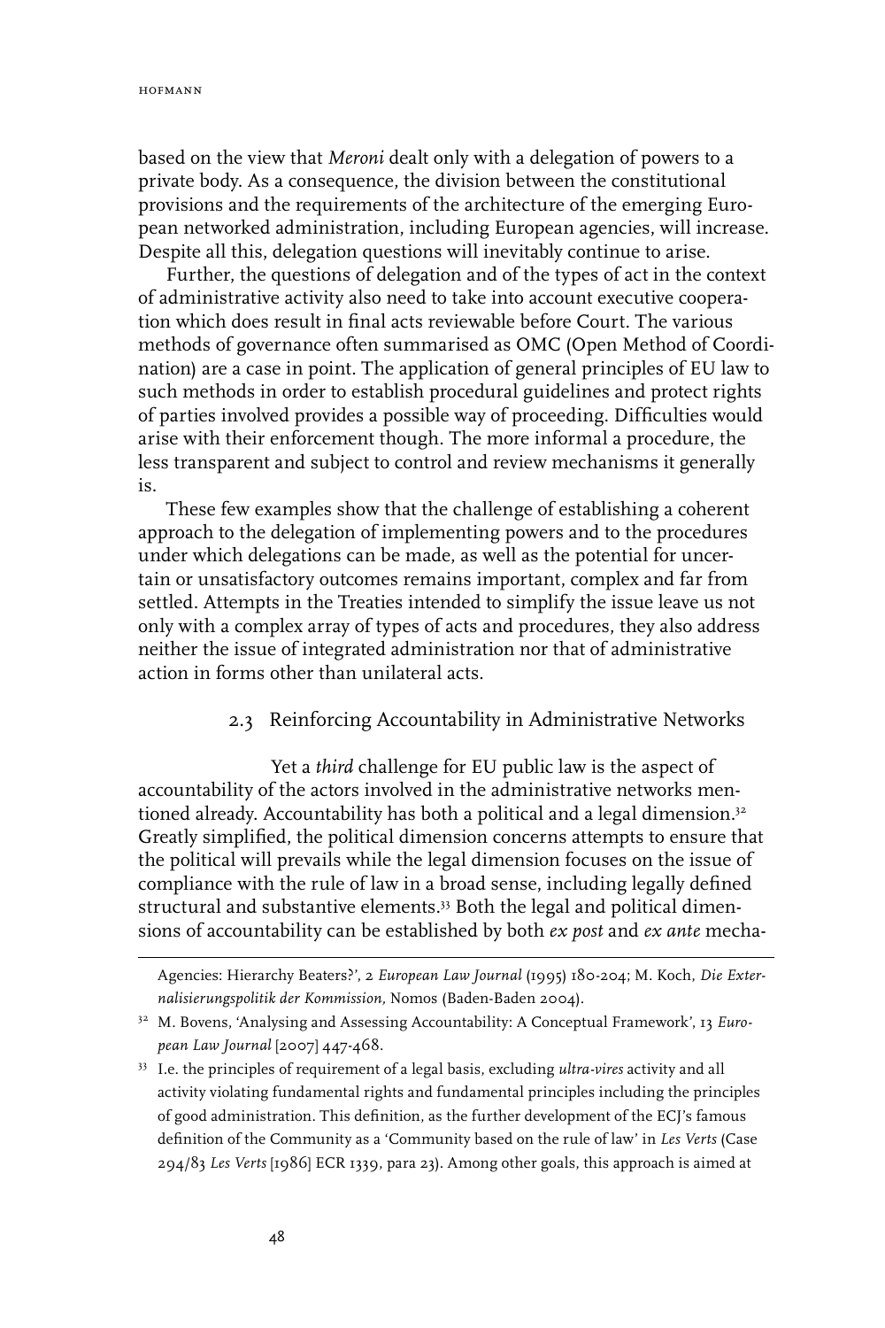based on the view that *Meroni* dealt only with a delegation of powers to a private body. As a consequence, the division between the constitutional provisions and the requirements of the architecture of the emerging European networked administration, including European agencies, will increase. Despite all this, delegation questions will inevitably continue to arise.

Further, the questions of delegation and of the types of act in the context of administrative activity also need to take into account executive cooperation which does result in final acts reviewable before Court. The various methods of governance often summarised as OMC (Open Method of Coordination) are a case in point. The application of general principles of EU law to such methods in order to establish procedural guidelines and protect rights of parties involved provides a possible way of proceeding. Difficulties would arise with their enforcement though. The more informal a procedure, the less transparent and subject to control and review mechanisms it generally is.

These few examples show that the challenge of establishing a coherent approach to the delegation of implementing powers and to the procedures under which delegations can be made, as well as the potential for uncertain or unsatisfactory outcomes remains important, complex and far from settled. Attempts in the Treaties intended to simplify the issue leave us not only with a complex array of types of acts and procedures, they also address neither the issue of integrated administration nor that of administrative action in forms other than unilateral acts.

### 2.3 Reinforcing Accountability in Administrative Networks

Yet a *third* challenge for EU public law is the aspect of accountability of the actors involved in the administrative networks mentioned already. Accountability has both a political and a legal dimension.[32] Greatly simplified, the political dimension concerns attempts to ensure that the political will prevails while the legal dimension focuses on the issue of compliance with the rule of law in a broad sense, including legally defined structural and substantive elements.[33] Both the legal and political dimensions of accountability can be established by both *ex post* and *ex ante* mecha-

---

Agencies: Hierarchy Beaters?', 2 *European Law Journal* (1995) 180-204; M. Koch, *Die Externalisierungspolitik der Kommission*, Nomos (Baden-Baden 2004).

[32] M. Bovens, 'Analysing and Assessing Accountability: A Conceptual Framework', 13 *European Law Journal* [2007] 447-468.

[33] I.e. the principles of requirement of a legal basis, excluding *ultra-vires* activity and all activity violating fundamental rights and fundamental principles including the principles of good administration. This definition, as the further development of the ECJ's famous definition of the Community as a 'Community based on the rule of law' in *Les Verts* (Case 294/83 *Les Verts* [1986] ECR 1339, para 23). Among other goals, this approach is aimed at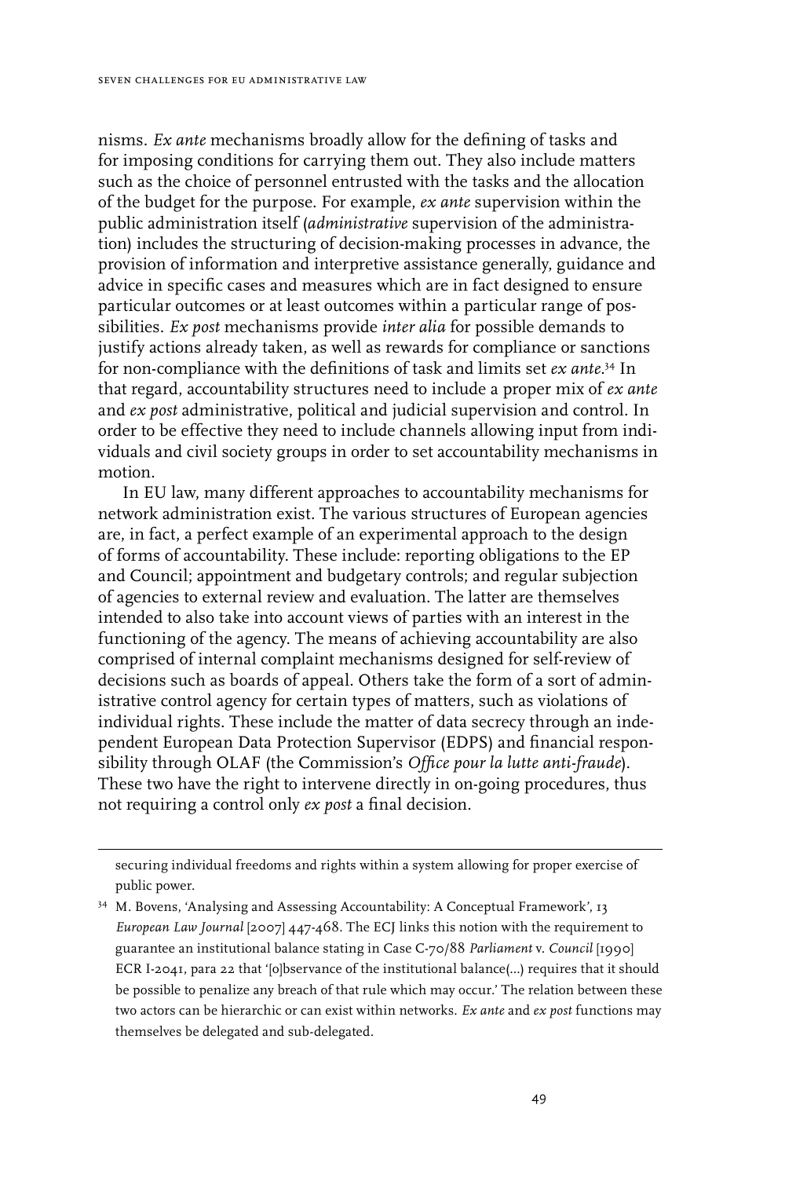nisms. *Ex ante* mechanisms broadly allow for the defining of tasks and for imposing conditions for carrying them out. They also include matters such as the choice of personnel entrusted with the tasks and the allocation of the budget for the purpose. For example, *ex ante* supervision within the public administration itself (*administrative* supervision of the administration) includes the structuring of decision-making processes in advance, the provision of information and interpretive assistance generally, guidance and advice in specific cases and measures which are in fact designed to ensure particular outcomes or at least outcomes within a particular range of possibilities. *Ex post* mechanisms provide *inter alia* for possible demands to justify actions already taken, as well as rewards for compliance or sanctions for non-compliance with the definitions of task and limits set *ex ante*.[34] In that regard, accountability structures need to include a proper mix of *ex ante* and *ex post* administrative, political and judicial supervision and control. In order to be effective they need to include channels allowing input from individuals and civil society groups in order to set accountability mechanisms in motion.

In EU law, many different approaches to accountability mechanisms for network administration exist. The various structures of European agencies are, in fact, a perfect example of an experimental approach to the design of forms of accountability. These include: reporting obligations to the EP and Council; appointment and budgetary controls; and regular subjection of agencies to external review and evaluation. The latter are themselves intended to also take into account views of parties with an interest in the functioning of the agency. The means of achieving accountability are also comprised of internal complaint mechanisms designed for self-review of decisions such as boards of appeal. Others take the form of a sort of administrative control agency for certain types of matters, such as violations of individual rights. These include the matter of data secrecy through an independent European Data Protection Supervisor (EDPS) and financial responsibility through OLAF (the Commission's *Office pour la lutte anti-fraude*). These two have the right to intervene directly in on-going procedures, thus not requiring a control only *ex post* a final decision.

---

securing individual freedoms and rights within a system allowing for proper exercise of public power.

[34] M. Bovens, 'Analysing and Assessing Accountability: A Conceptual Framework', 13 *European Law Journal* [2007] 447-468. The ECJ links this notion with the requirement to guarantee an institutional balance stating in Case C-70/88 *Parliament* v. *Council* [1990] ECR I-2041, para 22 that '[o]bservance of the institutional balance(...) requires that it should be possible to penalize any breach of that rule which may occur.' The relation between these two actors can be hierarchic or can exist within networks. *Ex ante* and *ex post* functions may themselves be delegated and sub-delegated.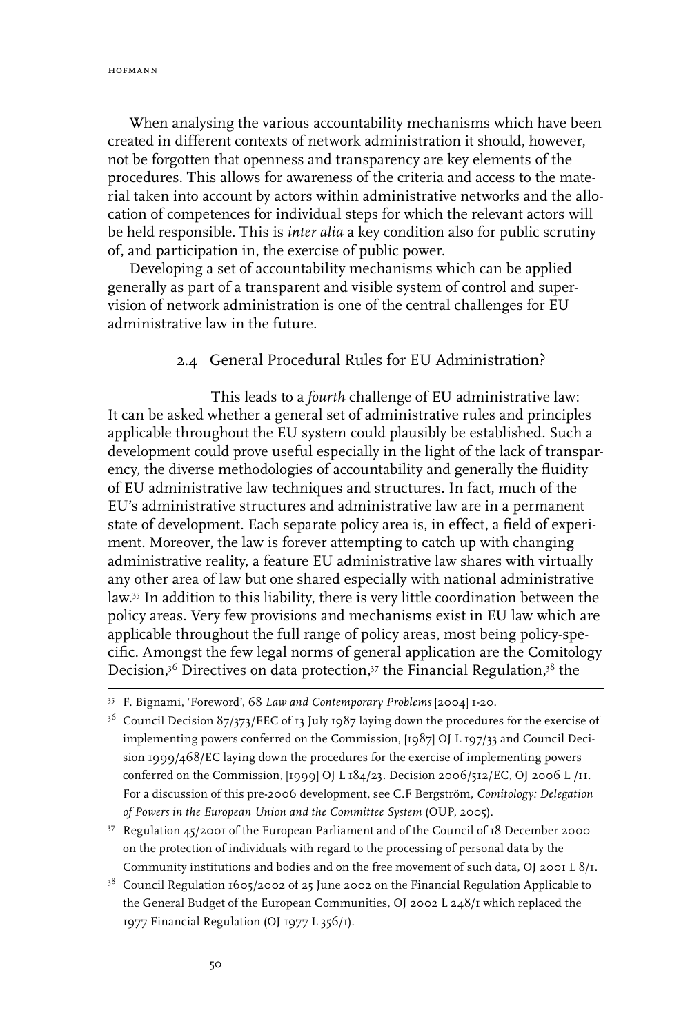When analysing the various accountability mechanisms which have been created in different contexts of network administration it should, however, not be forgotten that openness and transparency are key elements of the procedures. This allows for awareness of the criteria and access to the material taken into account by actors within administrative networks and the allocation of competences for individual steps for which the relevant actors will be held responsible. This is *inter alia* a key condition also for public scrutiny of, and participation in, the exercise of public power.

Developing a set of accountability mechanisms which can be applied generally as part of a transparent and visible system of control and supervision of network administration is one of the central challenges for EU administrative law in the future.

### 2.4 General Procedural Rules for EU Administration?

This leads to a *fourth* challenge of EU administrative law: It can be asked whether a general set of administrative rules and principles applicable throughout the EU system could plausibly be established. Such a development could prove useful especially in the light of the lack of transparency, the diverse methodologies of accountability and generally the fluidity of EU administrative law techniques and structures. In fact, much of the EU's administrative structures and administrative law are in a permanent state of development. Each separate policy area is, in effect, a field of experiment. Moreover, the law is forever attempting to catch up with changing administrative reality, a feature EU administrative law shares with virtually any other area of law but one shared especially with national administrative law.[35] In addition to this liability, there is very little coordination between the policy areas. Very few provisions and mechanisms exist in EU law which are applicable throughout the full range of policy areas, most being policy-specific. Amongst the few legal norms of general application are the Comitology Decision,[36] Directives on data protection,[37] the Financial Regulation,[38] the

---

[35] F. Bignami, 'Foreword', 68 *Law and Contemporary Problems* [2004] 1-20.

[36] Council Decision 87/373/EEC of 13 July 1987 laying down the procedures for the exercise of implementing powers conferred on the Commission, [1987] OJ L 197/33 and Council Decision 1999/468/EC laying down the procedures for the exercise of implementing powers conferred on the Commission, [1999] OJ L 184/23. Decision 2006/512/EC, OJ 2006 L /11. For a discussion of this pre-2006 development, see C.F Bergström, *Comitology: Delegation of Powers in the European Union and the Committee System* (OUP, 2005).

[37] Regulation 45/2001 of the European Parliament and of the Council of 18 December 2000 on the protection of individuals with regard to the processing of personal data by the Community institutions and bodies and on the free movement of such data, OJ 2001 L 8/1.

[38] Council Regulation 1605/2002 of 25 June 2002 on the Financial Regulation Applicable to the General Budget of the European Communities, OJ 2002 L 248/1 which replaced the 1977 Financial Regulation (OJ 1977 L 356/1).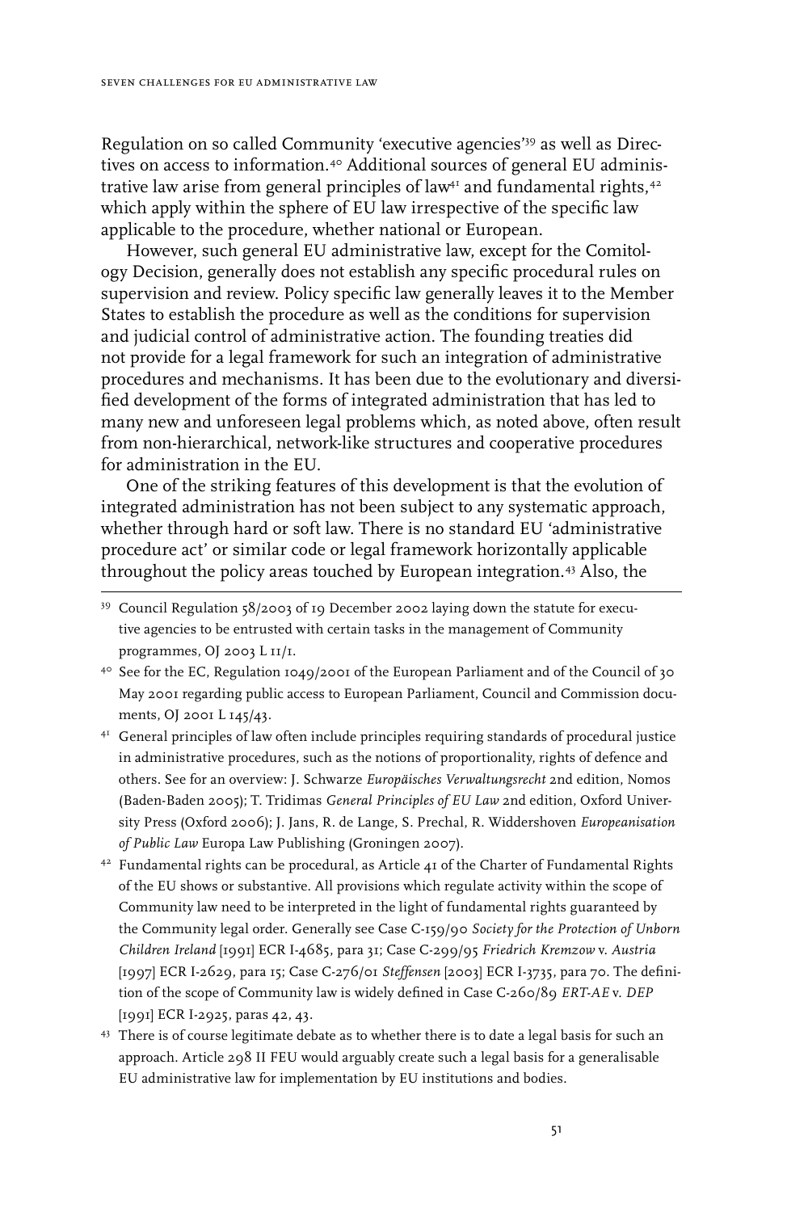Regulation on so called Community 'executive agencies'[39] as well as Directives on access to information.[40] Additional sources of general EU administrative law arise from general principles of law[41] and fundamental rights,[42] which apply within the sphere of EU law irrespective of the specific law applicable to the procedure, whether national or European.

However, such general EU administrative law, except for the Comitology Decision, generally does not establish any specific procedural rules on supervision and review. Policy specific law generally leaves it to the Member States to establish the procedure as well as the conditions for supervision and judicial control of administrative action. The founding treaties did not provide for a legal framework for such an integration of administrative procedures and mechanisms. It has been due to the evolutionary and diversified development of the forms of integrated administration that has led to many new and unforeseen legal problems which, as noted above, often result from non-hierarchical, network-like structures and cooperative procedures for administration in the EU.

One of the striking features of this development is that the evolution of integrated administration has not been subject to any systematic approach, whether through hard or soft law. There is no standard EU 'administrative procedure act' or similar code or legal framework horizontally applicable throughout the policy areas touched by European integration.[43] Also, the

---

[39] Council Regulation 58/2003 of 19 December 2002 laying down the statute for executive agencies to be entrusted with certain tasks in the management of Community programmes, OJ 2003 L 11/1.

[40] See for the EC, Regulation 1049/2001 of the European Parliament and of the Council of 30 May 2001 regarding public access to European Parliament, Council and Commission documents, OJ 2001 L 145/43.

[41] General principles of law often include principles requiring standards of procedural justice in administrative procedures, such as the notions of proportionality, rights of defence and others. See for an overview: J. Schwarze *Europäisches Verwaltungsrecht* 2nd edition, Nomos (Baden-Baden 2005); T. Tridimas *General Principles of EU Law* 2nd edition, Oxford University Press (Oxford 2006); J. Jans, R. de Lange, S. Prechal, R. Widdershoven *Europeanisation of Public Law* Europa Law Publishing (Groningen 2007).

[42] Fundamental rights can be procedural, as Article 41 of the Charter of Fundamental Rights of the EU shows or substantive. All provisions which regulate activity within the scope of Community law need to be interpreted in the light of fundamental rights guaranteed by the Community legal order. Generally see Case C-159/90 *Society for the Protection of Unborn Children Ireland* [1991] ECR I-4685, para 31; Case C-299/95 *Friedrich Kremzow* v. *Austria* [1997] ECR I-2629, para 15; Case C-276/01 *Steffensen* [2003] ECR I-3735, para 70. The definition of the scope of Community law is widely defined in Case C-260/89 *ERT-AE* v. *DEP* [1991] ECR I-2925, paras 42, 43.

[43] There is of course legitimate debate as to whether there is to date a legal basis for such an approach. Article 298 II FEU would arguably create such a legal basis for a generalisable EU administrative law for implementation by EU institutions and bodies.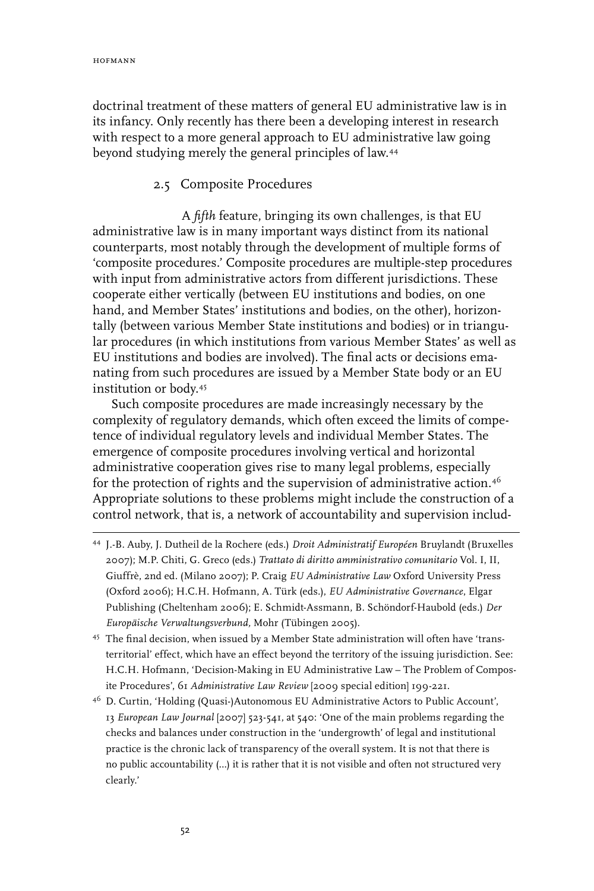doctrinal treatment of these matters of general EU administrative law is in its infancy. Only recently has there been a developing interest in research with respect to a more general approach to EU administrative law going beyond studying merely the general principles of law.[44]

### 2.5 Composite Procedures

A *fifth* feature, bringing its own challenges, is that EU administrative law is in many important ways distinct from its national counterparts, most notably through the development of multiple forms of 'composite procedures.' Composite procedures are multiple-step procedures with input from administrative actors from different jurisdictions. These cooperate either vertically (between EU institutions and bodies, on one hand, and Member States' institutions and bodies, on the other), horizontally (between various Member State institutions and bodies) or in triangular procedures (in which institutions from various Member States' as well as EU institutions and bodies are involved). The final acts or decisions emanating from such procedures are issued by a Member State body or an EU institution or body.[45]

Such composite procedures are made increasingly necessary by the complexity of regulatory demands, which often exceed the limits of competence of individual regulatory levels and individual Member States. The emergence of composite procedures involving vertical and horizontal administrative cooperation gives rise to many legal problems, especially for the protection of rights and the supervision of administrative action.[46] Appropriate solutions to these problems might include the construction of a control network, that is, a network of accountability and supervision includ-

---

[44] J.-B. Auby, J. Dutheil de la Rochere (eds.) *Droit Administratif Européen* Bruylandt (Bruxelles 2007); M.P. Chiti, G. Greco (eds.) *Trattato di diritto amministrativo comunitario* Vol. I, II, Giuffrè, 2nd ed. (Milano 2007); P. Craig *EU Administrative Law* Oxford University Press (Oxford 2006); H.C.H. Hofmann, A. Türk (eds.), *EU Administrative Governance*, Elgar Publishing (Cheltenham 2006); E. Schmidt-Assmann, B. Schöndorf-Haubold (eds.) *Der Europäische Verwaltungsverbund*, Mohr (Tübingen 2005).

[45] The final decision, when issued by a Member State administration will often have 'trans-territorial' effect, which have an effect beyond the territory of the issuing jurisdiction. See: H.C.H. Hofmann, 'Decision-Making in EU Administrative Law – The Problem of Composite Procedures', 61 *Administrative Law Review* [2009 special edition] 199-221.

[46] D. Curtin, 'Holding (Quasi-)Autonomous EU Administrative Actors to Public Account', 13 *European Law Journal* [2007] 523-541, at 540: 'One of the main problems regarding the checks and balances under construction in the 'undergrowth' of legal and institutional practice is the chronic lack of transparency of the overall system. It is not that there is no public accountability (...) it is rather that it is not visible and often not structured very clearly.'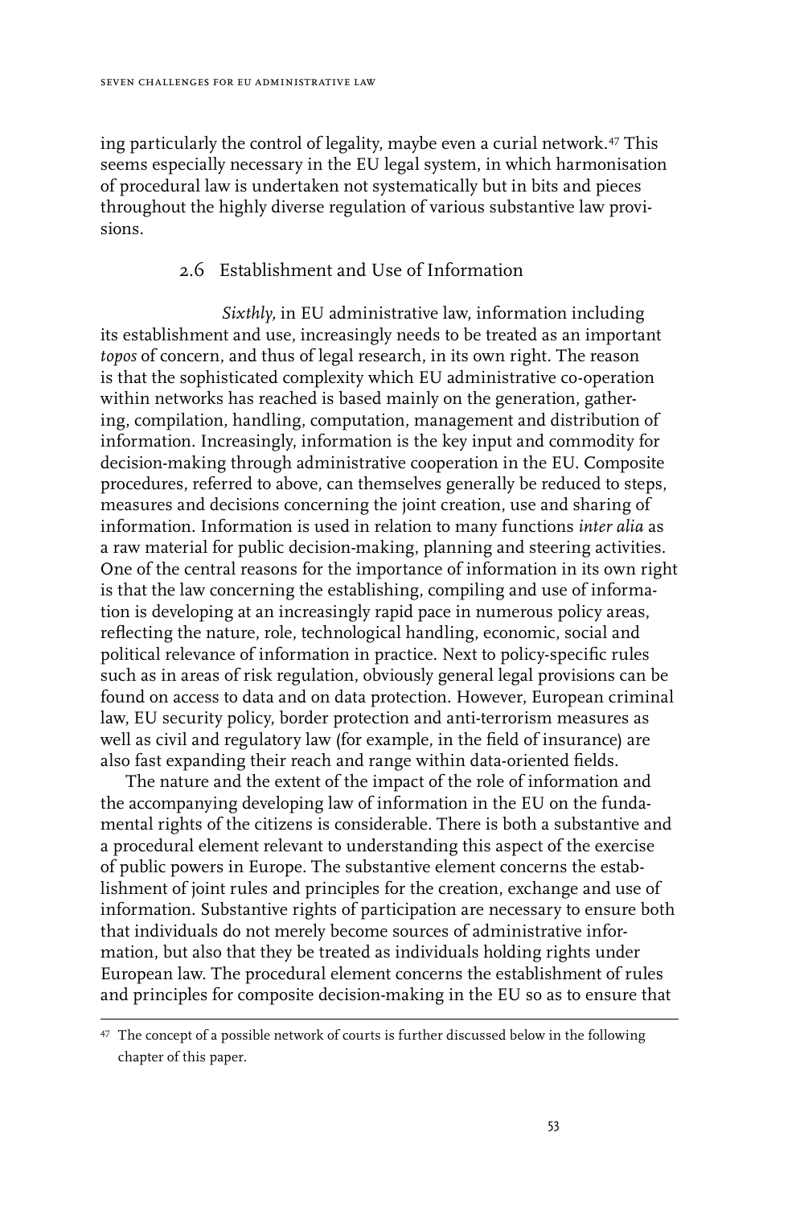ing particularly the control of legality, maybe even a curial network.[47] This seems especially necessary in the EU legal system, in which harmonisation of procedural law is undertaken not systematically but in bits and pieces throughout the highly diverse regulation of various substantive law provisions.

### 2.6 Establishment and Use of Information

*Sixthly,* in EU administrative law, information including its establishment and use, increasingly needs to be treated as an important *topos* of concern, and thus of legal research, in its own right. The reason is that the sophisticated complexity which EU administrative co-operation within networks has reached is based mainly on the generation, gathering, compilation, handling, computation, management and distribution of information. Increasingly, information is the key input and commodity for decision-making through administrative cooperation in the EU. Composite procedures, referred to above, can themselves generally be reduced to steps, measures and decisions concerning the joint creation, use and sharing of information. Information is used in relation to many functions *inter alia* as a raw material for public decision-making, planning and steering activities. One of the central reasons for the importance of information in its own right is that the law concerning the establishing, compiling and use of information is developing at an increasingly rapid pace in numerous policy areas, reflecting the nature, role, technological handling, economic, social and political relevance of information in practice. Next to policy-specific rules such as in areas of risk regulation, obviously general legal provisions can be found on access to data and on data protection. However, European criminal law, EU security policy, border protection and anti-terrorism measures as well as civil and regulatory law (for example, in the field of insurance) are also fast expanding their reach and range within data-oriented fields.

The nature and the extent of the impact of the role of information and the accompanying developing law of information in the EU on the fundamental rights of the citizens is considerable. There is both a substantive and a procedural element relevant to understanding this aspect of the exercise of public powers in Europe. The substantive element concerns the establishment of joint rules and principles for the creation, exchange and use of information. Substantive rights of participation are necessary to ensure both that individuals do not merely become sources of administrative information, but also that they be treated as individuals holding rights under European law. The procedural element concerns the establishment of rules and principles for composite decision-making in the EU so as to ensure that

---

[47] The concept of a possible network of courts is further discussed below in the following chapter of this paper.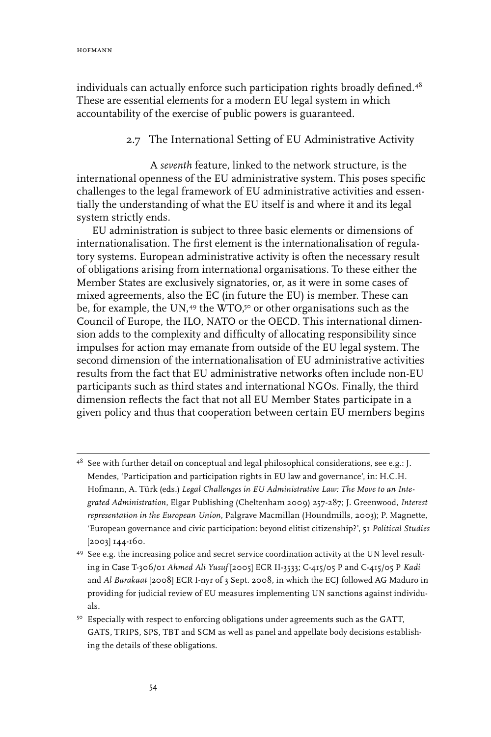individuals can actually enforce such participation rights broadly defined.[48] These are essential elements for a modern EU legal system in which accountability of the exercise of public powers is guaranteed.

### 2.7 The International Setting of EU Administrative Activity

A *seventh* feature, linked to the network structure, is the international openness of the EU administrative system. This poses specific challenges to the legal framework of EU administrative activities and essentially the understanding of what the EU itself is and where it and its legal system strictly ends.

EU administration is subject to three basic elements or dimensions of internationalisation. The first element is the internationalisation of regulatory systems. European administrative activity is often the necessary result of obligations arising from international organisations. To these either the Member States are exclusively signatories, or, as it were in some cases of mixed agreements, also the EC (in future the EU) is member. These can be, for example, the UN,[49] the WTO,[50] or other organisations such as the Council of Europe, the ILO, NATO or the OECD. This international dimension adds to the complexity and difficulty of allocating responsibility since impulses for action may emanate from outside of the EU legal system. The second dimension of the internationalisation of EU administrative activities results from the fact that EU administrative networks often include non-EU participants such as third states and international NGOs. Finally, the third dimension reflects the fact that not all EU Member States participate in a given policy and thus that cooperation between certain EU members begins

---

[48] See with further detail on conceptual and legal philosophical considerations, see e.g.: J. Mendes, 'Participation and participation rights in EU law and governance', in: H.C.H. Hofmann, A. Türk (eds.) *Legal Challenges in EU Administrative Law: The Move to an Integrated Administration*, Elgar Publishing (Cheltenham 2009) 257-287; J. Greenwood, *Interest representation in the European Union*, Palgrave Macmillan (Houndmills, 2003); P. Magnette, 'European governance and civic participation: beyond elitist citizenship?', 51 *Political Studies* [2003] 144-160.

[49] See e.g. the increasing police and secret service coordination activity at the UN level resulting in Case T-306/01 *Ahmed Ali Yusuf* [2005] ECR II-3533; C-415/05 P and C-415/05 P *Kadi* and *Al Barakaat* [2008] ECR I-nyr of 3 Sept. 2008, in which the ECJ followed AG Maduro in providing for judicial review of EU measures implementing UN sanctions against individuals.

[50] Especially with respect to enforcing obligations under agreements such as the GATT, GATS, TRIPS, SPS, TBT and SCM as well as panel and appellate body decisions establishing the details of these obligations.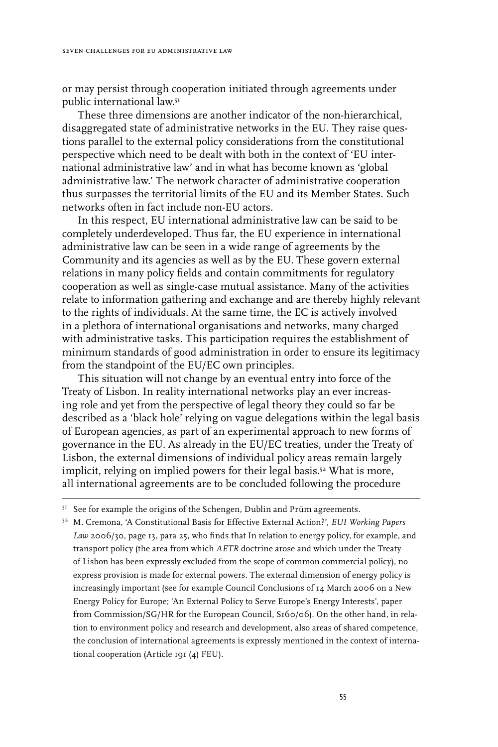or may persist through cooperation initiated through agreements under public international law.[51]

These three dimensions are another indicator of the non-hierarchical, disaggregated state of administrative networks in the EU. They raise questions parallel to the external policy considerations from the constitutional perspective which need to be dealt with both in the context of 'EU international administrative law' and in what has become known as 'global administrative law.' The network character of administrative cooperation thus surpasses the territorial limits of the EU and its Member States. Such networks often in fact include non-EU actors.

In this respect, EU international administrative law can be said to be completely underdeveloped. Thus far, the EU experience in international administrative law can be seen in a wide range of agreements by the Community and its agencies as well as by the EU. These govern external relations in many policy fields and contain commitments for regulatory cooperation as well as single-case mutual assistance. Many of the activities relate to information gathering and exchange and are thereby highly relevant to the rights of individuals. At the same time, the EC is actively involved in a plethora of international organisations and networks, many charged with administrative tasks. This participation requires the establishment of minimum standards of good administration in order to ensure its legitimacy from the standpoint of the EU/EC own principles.

This situation will not change by an eventual entry into force of the Treaty of Lisbon. In reality international networks play an ever increasing role and yet from the perspective of legal theory they could so far be described as a 'black hole' relying on vague delegations within the legal basis of European agencies, as part of an experimental approach to new forms of governance in the EU. As already in the EU/EC treaties, under the Treaty of Lisbon, the external dimensions of individual policy areas remain largely implicit, relying on implied powers for their legal basis.[52] What is more, all international agreements are to be concluded following the procedure

---

[51] See for example the origins of the Schengen, Dublin and Prüm agreements.

[52] M. Cremona, 'A Constitutional Basis for Effective External Action?', *EUI Working Papers Law* 2006/30, page 13, para 25, who finds that In relation to energy policy, for example, and transport policy (the area from which *AETR* doctrine arose and which under the Treaty of Lisbon has been expressly excluded from the scope of common commercial policy), no express provision is made for external powers. The external dimension of energy policy is increasingly important (see for example Council Conclusions of 14 March 2006 on a New Energy Policy for Europe; 'An External Policy to Serve Europe's Energy Interests', paper from Commission/SG/HR for the European Council, S160/06). On the other hand, in relation to environment policy and research and development, also areas of shared competence, the conclusion of international agreements is expressly mentioned in the context of international cooperation (Article 191 (4) FEU).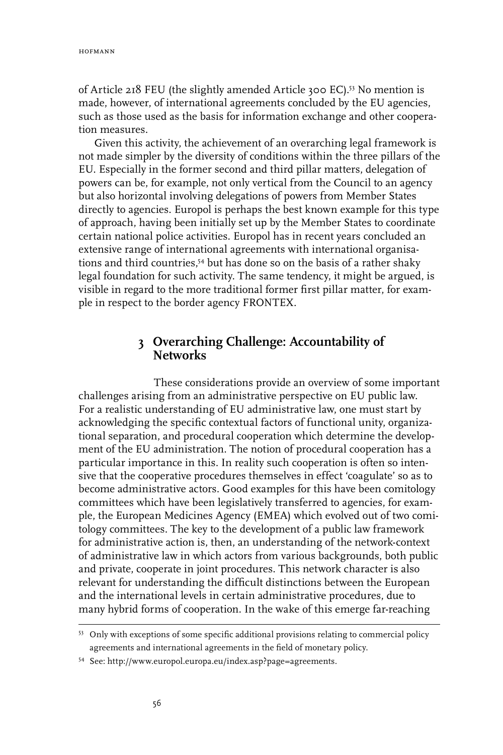of Article 218 FEU (the slightly amended Article 300 EC).[53] No mention is made, however, of international agreements concluded by the EU agencies, such as those used as the basis for information exchange and other cooperation measures.

Given this activity, the achievement of an overarching legal framework is not made simpler by the diversity of conditions within the three pillars of the EU. Especially in the former second and third pillar matters, delegation of powers can be, for example, not only vertical from the Council to an agency but also horizontal involving delegations of powers from Member States directly to agencies. Europol is perhaps the best known example for this type of approach, having been initially set up by the Member States to coordinate certain national police activities. Europol has in recent years concluded an extensive range of international agreements with international organisations and third countries,[54] but has done so on the basis of a rather shaky legal foundation for such activity. The same tendency, it might be argued, is visible in regard to the more traditional former first pillar matter, for example in respect to the border agency FRONTEX.

## 3 Overarching Challenge: Accountability of Networks

These considerations provide an overview of some important challenges arising from an administrative perspective on EU public law. For a realistic understanding of EU administrative law, one must start by acknowledging the specific contextual factors of functional unity, organizational separation, and procedural cooperation which determine the development of the EU administration. The notion of procedural cooperation has a particular importance in this. In reality such cooperation is often so intensive that the cooperative procedures themselves in effect 'coagulate' so as to become administrative actors. Good examples for this have been comitology committees which have been legislatively transferred to agencies, for example, the European Medicines Agency (EMEA) which evolved out of two comitology committees. The key to the development of a public law framework for administrative action is, then, an understanding of the network-context of administrative law in which actors from various backgrounds, both public and private, cooperate in joint procedures. This network character is also relevant for understanding the difficult distinctions between the European and the international levels in certain administrative procedures, due to many hybrid forms of cooperation. In the wake of this emerge far-reaching

---

[53] Only with exceptions of some specific additional provisions relating to commercial policy agreements and international agreements in the field of monetary policy.

[54] See: http://www.europol.europa.eu/index.asp?page=agreements.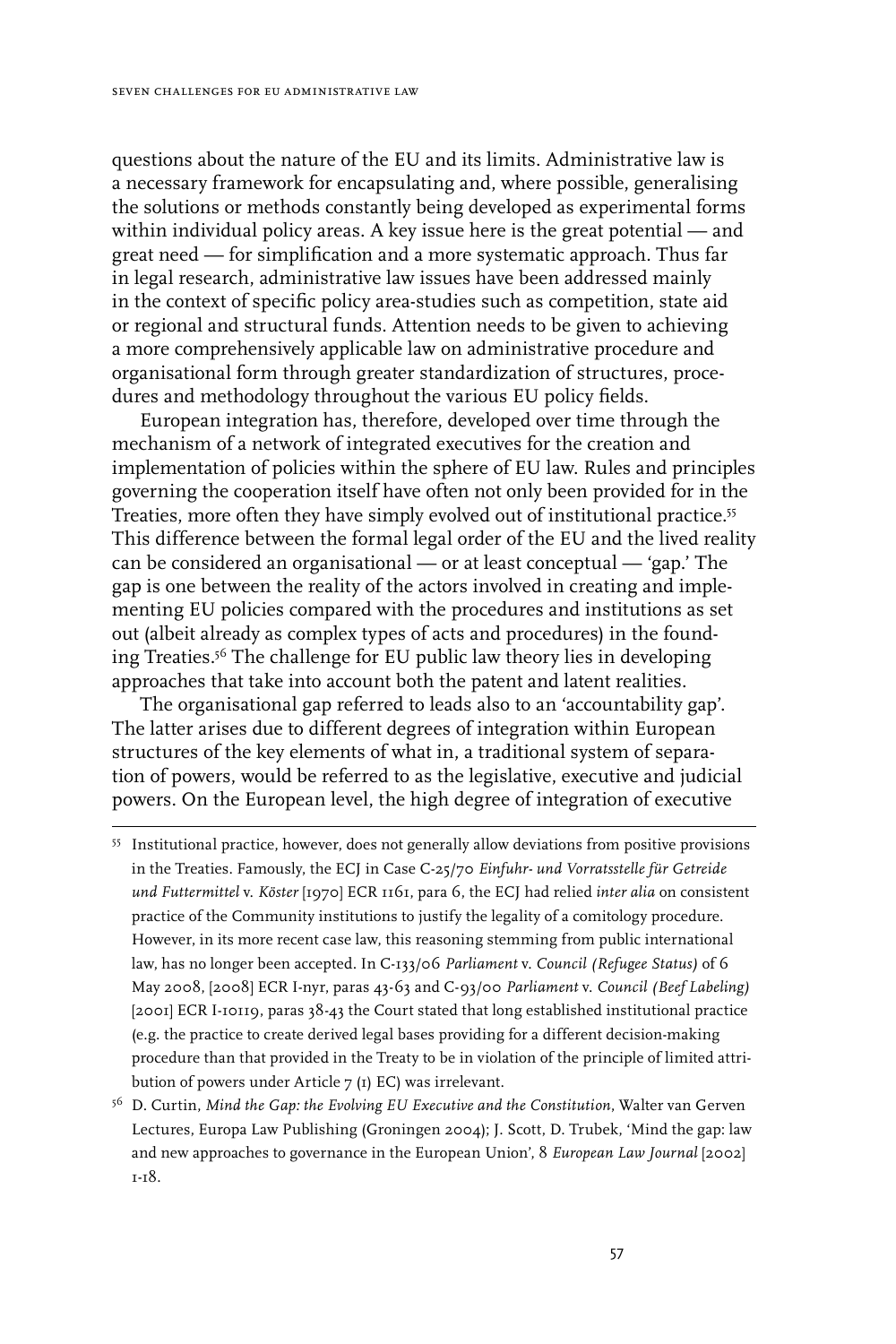questions about the nature of the EU and its limits. Administrative law is a necessary framework for encapsulating and, where possible, generalising the solutions or methods constantly being developed as experimental forms within individual policy areas. A key issue here is the great potential — and great need — for simplification and a more systematic approach. Thus far in legal research, administrative law issues have been addressed mainly in the context of specific policy area-studies such as competition, state aid or regional and structural funds. Attention needs to be given to achieving a more comprehensively applicable law on administrative procedure and organisational form through greater standardization of structures, procedures and methodology throughout the various EU policy fields.

European integration has, therefore, developed over time through the mechanism of a network of integrated executives for the creation and implementation of policies within the sphere of EU law. Rules and principles governing the cooperation itself have often not only been provided for in the Treaties, more often they have simply evolved out of institutional practice.[55] This difference between the formal legal order of the EU and the lived reality can be considered an organisational — or at least conceptual — 'gap.' The gap is one between the reality of the actors involved in creating and implementing EU policies compared with the procedures and institutions as set out (albeit already as complex types of acts and procedures) in the founding Treaties.[56] The challenge for EU public law theory lies in developing approaches that take into account both the patent and latent realities.

The organisational gap referred to leads also to an 'accountability gap'. The latter arises due to different degrees of integration within European structures of the key elements of what in, a traditional system of separation of powers, would be referred to as the legislative, executive and judicial powers. On the European level, the high degree of integration of executive

---

[55] Institutional practice, however, does not generally allow deviations from positive provisions in the Treaties. Famously, the ECJ in Case C-25/70 *Einfuhr- und Vorratsstelle für Getreide und Futtermittel* v. *Köster* [1970] ECR 1161, para 6, the ECJ had relied *inter alia* on consistent practice of the Community institutions to justify the legality of a comitology procedure. However, in its more recent case law, this reasoning stemming from public international law, has no longer been accepted. In C-133/06 *Parliament* v. *Council (Refugee Status)* of 6 May 2008, [2008] ECR I-nyr, paras 43-63 and C-93/00 *Parliament* v. *Council (Beef Labeling)* [2001] ECR I-10119, paras 38-43 the Court stated that long established institutional practice (e.g. the practice to create derived legal bases providing for a different decision-making procedure than that provided in the Treaty to be in violation of the principle of limited attribution of powers under Article 7 (1) EC) was irrelevant.

[56] D. Curtin, *Mind the Gap: the Evolving EU Executive and the Constitution*, Walter van Gerven Lectures, Europa Law Publishing (Groningen 2004); J. Scott, D. Trubek, 'Mind the gap: law and new approaches to governance in the European Union', 8 *European Law Journal* [2002] 1-18.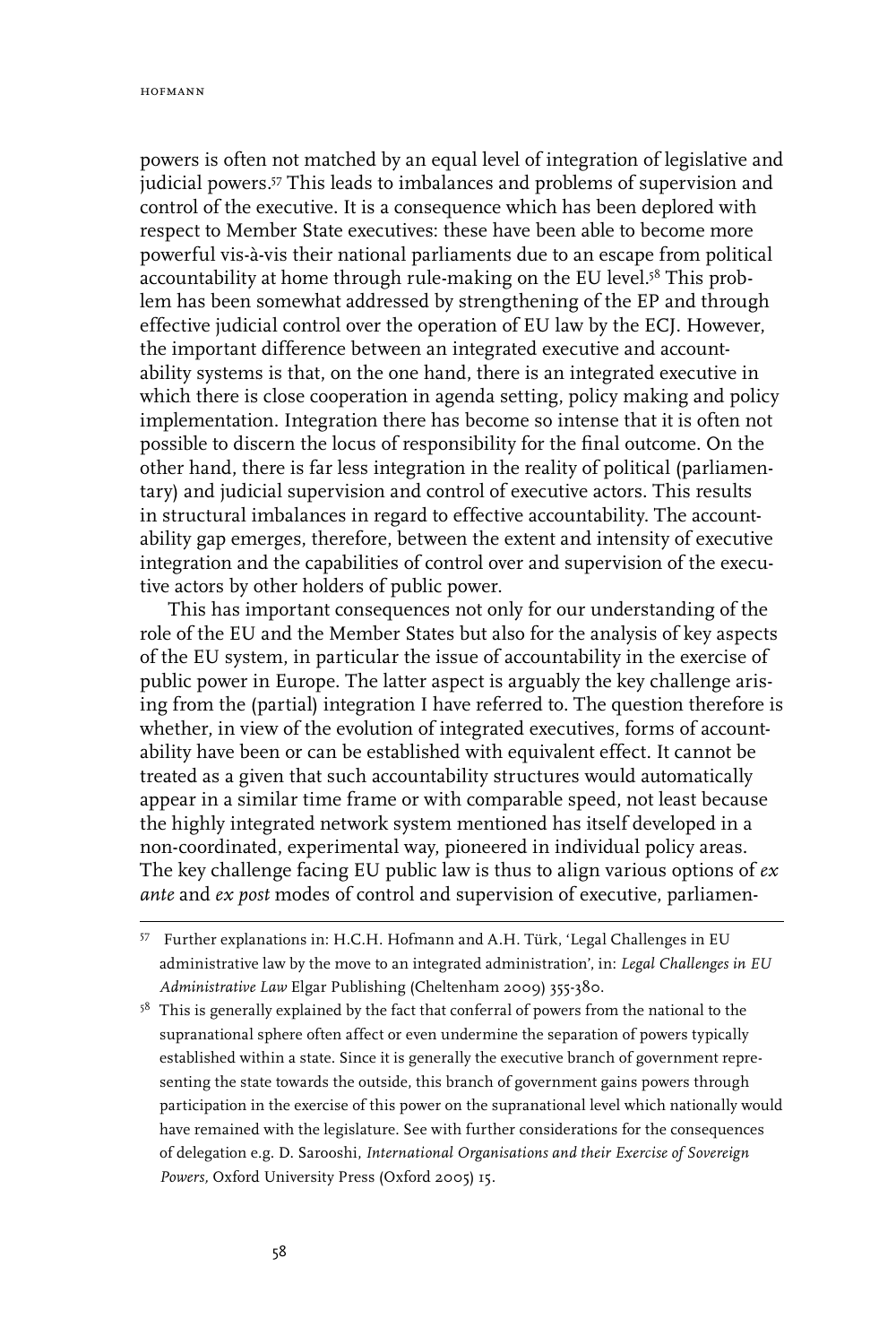powers is often not matched by an equal level of integration of legislative and judicial powers.[57] This leads to imbalances and problems of supervision and control of the executive. It is a consequence which has been deplored with respect to Member State executives: these have been able to become more powerful vis-à-vis their national parliaments due to an escape from political accountability at home through rule-making on the EU level.[58] This problem has been somewhat addressed by strengthening of the EP and through effective judicial control over the operation of EU law by the ECJ. However, the important difference between an integrated executive and accountability systems is that, on the one hand, there is an integrated executive in which there is close cooperation in agenda setting, policy making and policy implementation. Integration there has become so intense that it is often not possible to discern the locus of responsibility for the final outcome. On the other hand, there is far less integration in the reality of political (parliamentary) and judicial supervision and control of executive actors. This results in structural imbalances in regard to effective accountability. The accountability gap emerges, therefore, between the extent and intensity of executive integration and the capabilities of control over and supervision of the executive actors by other holders of public power.

This has important consequences not only for our understanding of the role of the EU and the Member States but also for the analysis of key aspects of the EU system, in particular the issue of accountability in the exercise of public power in Europe. The latter aspect is arguably the key challenge arising from the (partial) integration I have referred to. The question therefore is whether, in view of the evolution of integrated executives, forms of accountability have been or can be established with equivalent effect. It cannot be treated as a given that such accountability structures would automatically appear in a similar time frame or with comparable speed, not least because the highly integrated network system mentioned has itself developed in a non-coordinated, experimental way, pioneered in individual policy areas. The key challenge facing EU public law is thus to align various options of *ex ante* and *ex post* modes of control and supervision of executive, parliamen-

---

[57] Further explanations in: H.C.H. Hofmann and A.H. Türk, 'Legal Challenges in EU administrative law by the move to an integrated administration', in: *Legal Challenges in EU Administrative Law* Elgar Publishing (Cheltenham 2009) 355-380.

[58] This is generally explained by the fact that conferral of powers from the national to the supranational sphere often affect or even undermine the separation of powers typically established within a state. Since it is generally the executive branch of government representing the state towards the outside, this branch of government gains powers through participation in the exercise of this power on the supranational level which nationally would have remained with the legislature. See with further considerations for the consequences of delegation e.g. D. Sarooshi, *International Organisations and their Exercise of Sovereign Powers,* Oxford University Press (Oxford 2005) 15.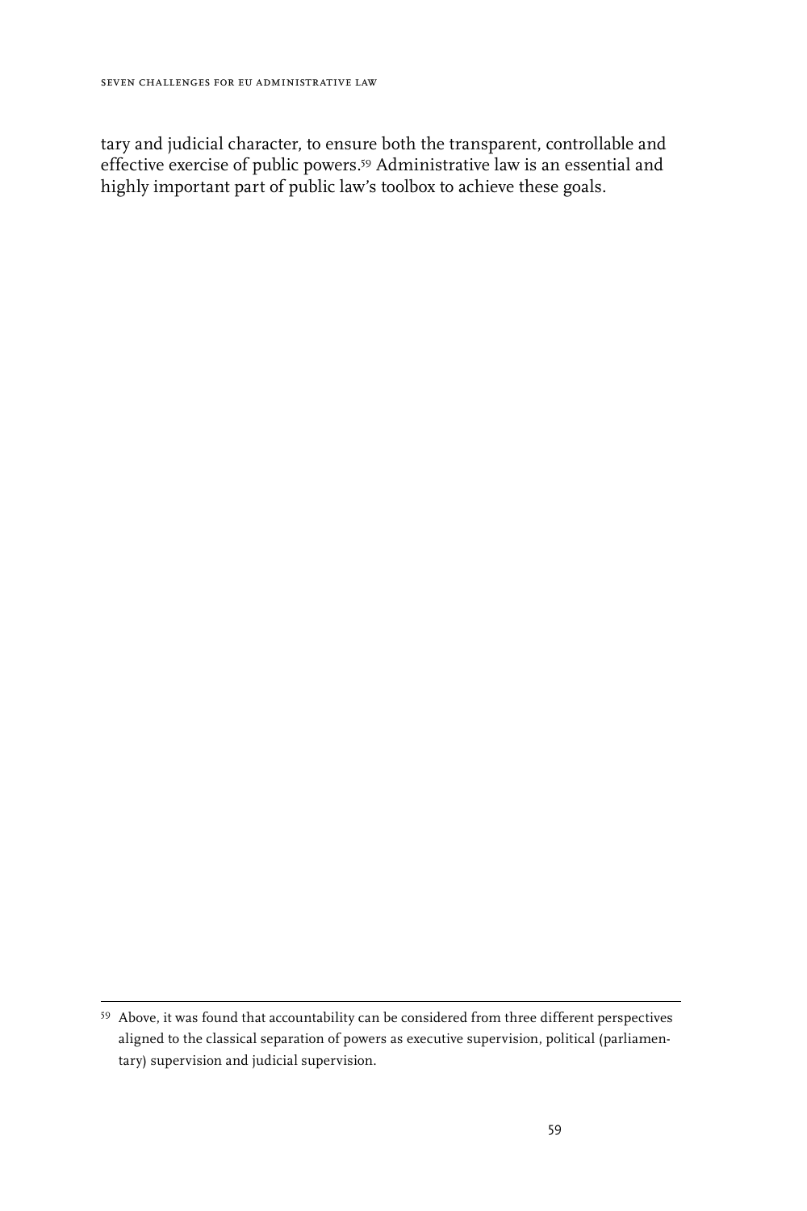tary and judicial character, to ensure both the transparent, controllable and effective exercise of public powers.[59] Administrative law is an essential and highly important part of public law's toolbox to achieve these goals.

---

[59] Above, it was found that accountability can be considered from three different perspectives aligned to the classical separation of powers as executive supervision, political (parliamentary) supervision and judicial supervision.